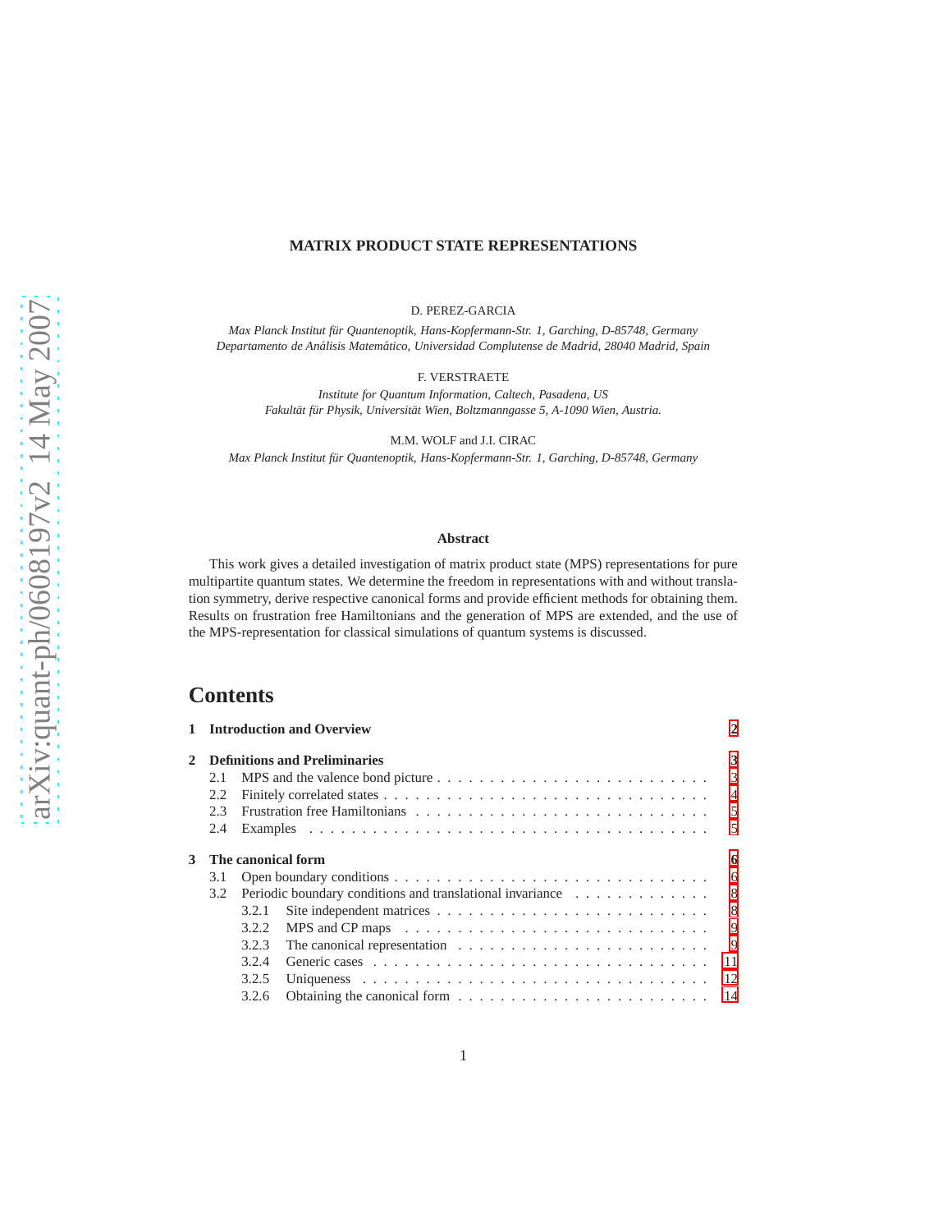# MATRIX PRODUCT STATE REPRESENTATIONS

D. PEREZ-GARCIA

*Max Planck Institut für Quantenoptik, Hans-Kopfermann-Str. 1, Garching, D-85748, Germany*
*Departamento de Análisis Matemático, Universidad Complutense de Madrid, 28040 Madrid, Spain*

F. VERSTRAETE

*Institute for Quantum Information, Caltech, Pasadena, US*
*Fakultät für Physik, Universität Wien, Boltzmanngasse 5, A-1090 Wien, Austria.*

M.M. WOLF and J.I. CIRAC

*Max Planck Institut für Quantenoptik, Hans-Kopfermann-Str. 1, Garching, D-85748, Germany*

**Abstract**

This work gives a detailed investigation of matrix product state (MPS) representations for pure multipartite quantum states. We determine the freedom in representations with and without translation symmetry, derive respective canonical forms and provide efficient methods for obtaining them. Results on frustration free Hamiltonians and the generation of MPS are extended, and the use of the MPS-representation for classical simulations of quantum systems is discussed.

# Contents

**1 Introduction and Overview** 2

**2 Definitions and Preliminaries** 3
- 2.1 MPS and the valence bond picture . . . 3
- 2.2 Finitely correlated states . . . 4
- 2.3 Frustration free Hamiltonians . . . 5
- 2.4 Examples . . . 5

**3 The canonical form** 6
- 3.1 Open boundary conditions . . . 6
- 3.2 Periodic boundary conditions and translational invariance . . . 8
  - 3.2.1 Site independent matrices . . . 8
  - 3.2.2 MPS and CP maps . . . 9
  - 3.2.3 The canonical representation . . . 9
  - 3.2.4 Generic cases . . . 11
  - 3.2.5 Uniqueness . . . 12
  - 3.2.6 Obtaining the canonical form . . . 14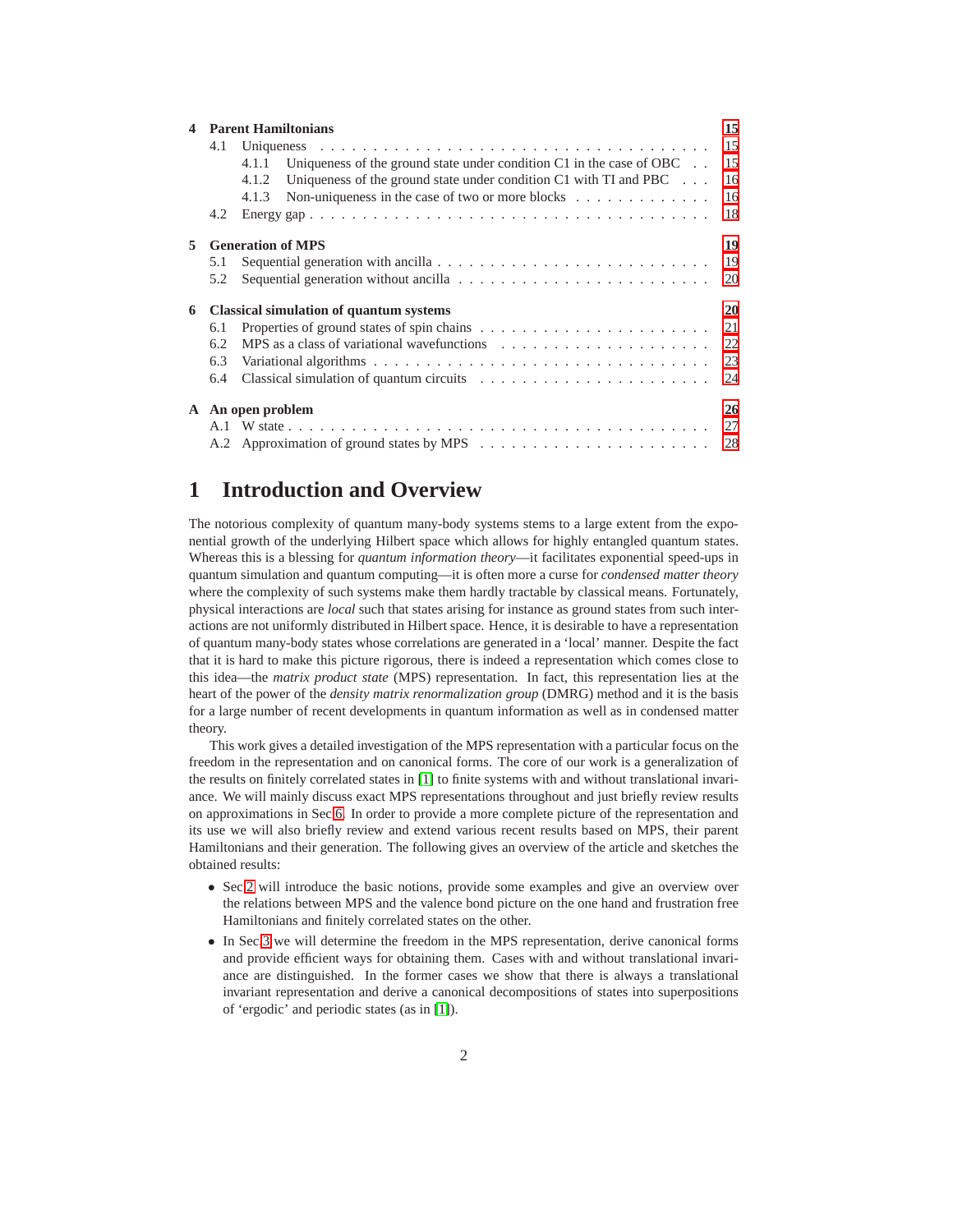4 **Parent Hamiltonians** 15
- 4.1 Uniqueness 15
  - 4.1.1 Uniqueness of the ground state under condition C1 in the case of OBC 15
  - 4.1.2 Uniqueness of the ground state under condition C1 with TI and PBC 16
  - 4.1.3 Non-uniqueness in the case of two or more blocks 16
- 4.2 Energy gap 18

5 **Generation of MPS** 19
- 5.1 Sequential generation with ancilla 19
- 5.2 Sequential generation without ancilla 20

6 **Classical simulation of quantum systems** 20
- 6.1 Properties of ground states of spin chains 21
- 6.2 MPS as a class of variational wavefunctions 22
- 6.3 Variational algorithms 23
- 6.4 Classical simulation of quantum circuits 24

A **An open problem** 26
- A.1 W state 27
- A.2 Approximation of ground states by MPS 28

# 1 Introduction and Overview

The notorious complexity of quantum many-body systems stems to a large extent from the exponential growth of the underlying Hilbert space which allows for highly entangled quantum states. Whereas this is a blessing for *quantum information theory*—it facilitates exponential speed-ups in quantum simulation and quantum computing—it is often more a curse for *condensed matter theory* where the complexity of such systems make them hardly tractable by classical means. Fortunately, physical interactions are *local* such that states arising for instance as ground states from such interactions are not uniformly distributed in Hilbert space. Hence, it is desirable to have a representation of quantum many-body states whose correlations are generated in a 'local' manner. Despite the fact that it is hard to make this picture rigorous, there is indeed a representation which comes close to this idea—the *matrix product state* (MPS) representation. In fact, this representation lies at the heart of the power of the *density matrix renormalization group* (DMRG) method and it is the basis for a large number of recent developments in quantum information as well as in condensed matter theory.

This work gives a detailed investigation of the MPS representation with a particular focus on the freedom in the representation and on canonical forms. The core of our work is a generalization of the results on finitely correlated states in [1] to finite systems with and without translational invariance. We will mainly discuss exact MPS representations throughout and just briefly review results on approximations in Sec.6. In order to provide a more complete picture of the representation and its use we will also briefly review and extend various recent results based on MPS, their parent Hamiltonians and their generation. The following gives an overview of the article and sketches the obtained results:

- Sec.2 will introduce the basic notions, provide some examples and give an overview over the relations between MPS and the valence bond picture on the one hand and frustration free Hamiltonians and finitely correlated states on the other.
- In Sec.3 we will determine the freedom in the MPS representation, derive canonical forms and provide efficient ways for obtaining them. Cases with and without translational invariance are distinguished. In the former cases we show that there is always a translational invariant representation and derive a canonical decompositions of states into superpositions of 'ergodic' and periodic states (as in [1]).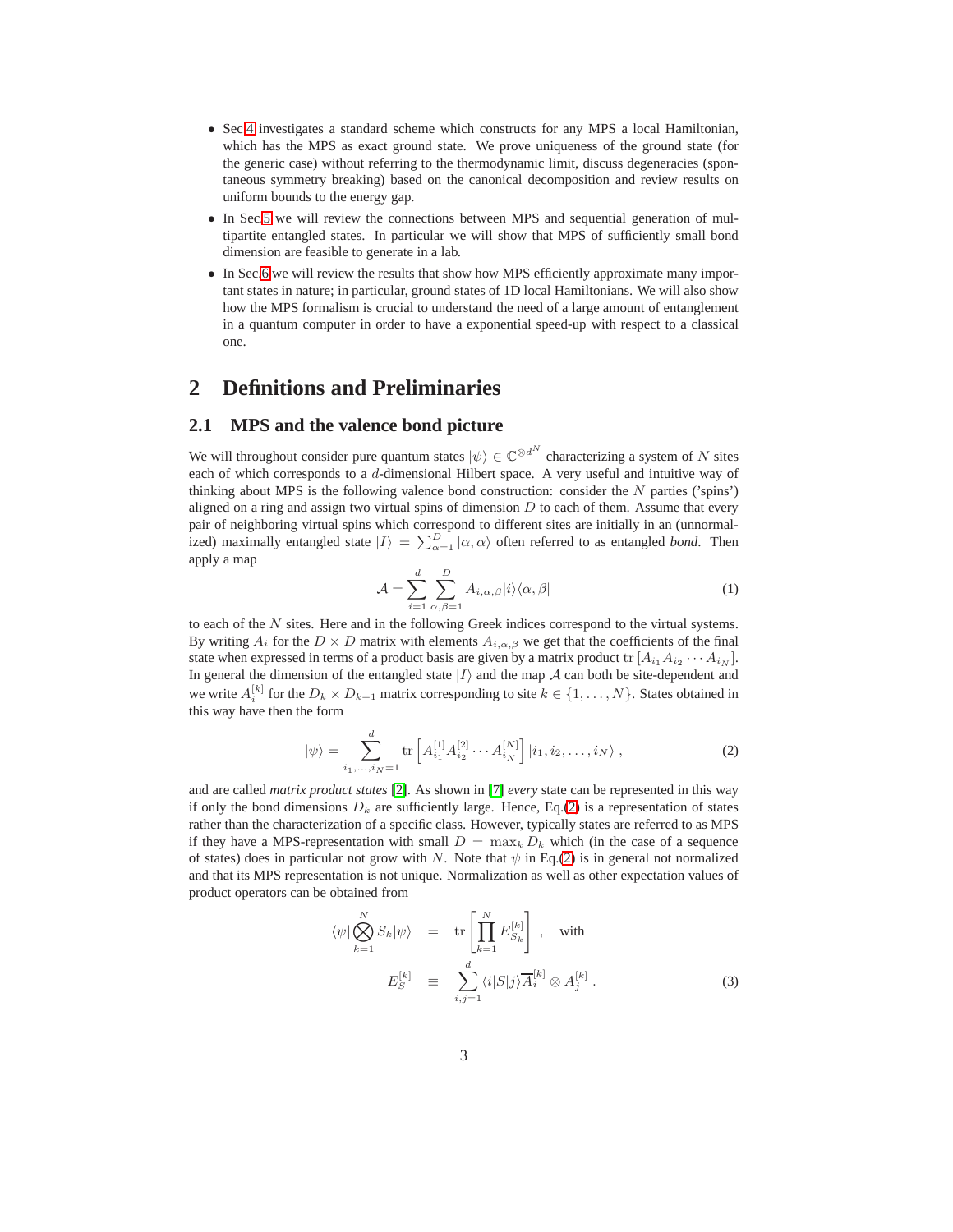- Sec.4 investigates a standard scheme which constructs for any MPS a local Hamiltonian, which has the MPS as exact ground state. We prove uniqueness of the ground state (for the generic case) without referring to the thermodynamic limit, discuss degeneracies (spontaneous symmetry breaking) based on the canonical decomposition and review results on uniform bounds to the energy gap.
- In Sec.5 we will review the connections between MPS and sequential generation of multipartite entangled states. In particular we will show that MPS of sufficiently small bond dimension are feasible to generate in a lab.
- In Sec.6 we will review the results that show how MPS efficiently approximate many important states in nature; in particular, ground states of 1D local Hamiltonians. We will also show how the MPS formalism is crucial to understand the need of a large amount of entanglement in a quantum computer in order to have a exponential speed-up with respect to a classical one.

# 2 Definitions and Preliminaries

## 2.1 MPS and the valence bond picture

We will throughout consider pure quantum states $|\psi\rangle \in \mathbb{C}^{\otimes d^N}$ characterizing a system of $N$ sites each of which corresponds to a $d$-dimensional Hilbert space. A very useful and intuitive way of thinking about MPS is the following valence bond construction: consider the $N$ parties ('spins') aligned on a ring and assign two virtual spins of dimension $D$ to each of them. Assume that every pair of neighboring virtual spins which correspond to different sites are initially in an (unnormalized) maximally entangled state $|I\rangle = \sum_{\alpha=1}^{D} |\alpha, \alpha\rangle$ often referred to as entangled *bond*. Then apply a map

$$\mathcal{A} = \sum_{i=1}^{d} \sum_{\alpha,\beta=1}^{D} A_{i,\alpha,\beta} |i\rangle\langle \alpha, \beta| \tag{1}$$

to each of the $N$ sites. Here and in the following Greek indices correspond to the virtual systems. By writing $A_i$ for the $D \times D$ matrix with elements $A_{i,\alpha,\beta}$ we get that the coefficients of the final state when expressed in terms of a product basis are given by a matrix product $\mathrm{tr}\,[A_{i_1} A_{i_2} \cdots A_{i_N}]$. In general the dimension of the entangled state $|I\rangle$ and the map $\mathcal{A}$ can both be site-dependent and we write $A_i^{[k]}$ for the $D_k \times D_{k+1}$ matrix corresponding to site $k \in \{1, \ldots, N\}$. States obtained in this way have then the form

$$|\psi\rangle = \sum_{i_1,\ldots,i_N=1}^{d} \mathrm{tr}\left[A_{i_1}^{[1]} A_{i_2}^{[2]} \cdots A_{i_N}^{[N]}\right] |i_1, i_2, \ldots, i_N\rangle \,, \tag{2}$$

and are called *matrix product states* [2]. As shown in [7] *every* state can be represented in this way if only the bond dimensions $D_k$ are sufficiently large. Hence, Eq.(2) is a representation of states rather than the characterization of a specific class. However, typically states are referred to as MPS if they have a MPS-representation with small $D = \max_k D_k$ which (in the case of a sequence of states) does in particular not grow with $N$. Note that $\psi$ in Eq.(2) is in general not normalized and that its MPS representation is not unique. Normalization as well as other expectation values of product operators can be obtained from

$$\langle\psi| \bigotimes_{k=1}^{N} S_k |\psi\rangle \quad = \quad \mathrm{tr}\left[\prod_{k=1}^{N} E_{S_k}^{[k]}\right] \,, \quad \text{with}$$

$$E_S^{[k]} \quad \equiv \quad \sum_{i,j=1}^{d} \langle i|S|j\rangle \overline{A}_i^{[k]} \otimes A_j^{[k]} \,. \tag{3}$$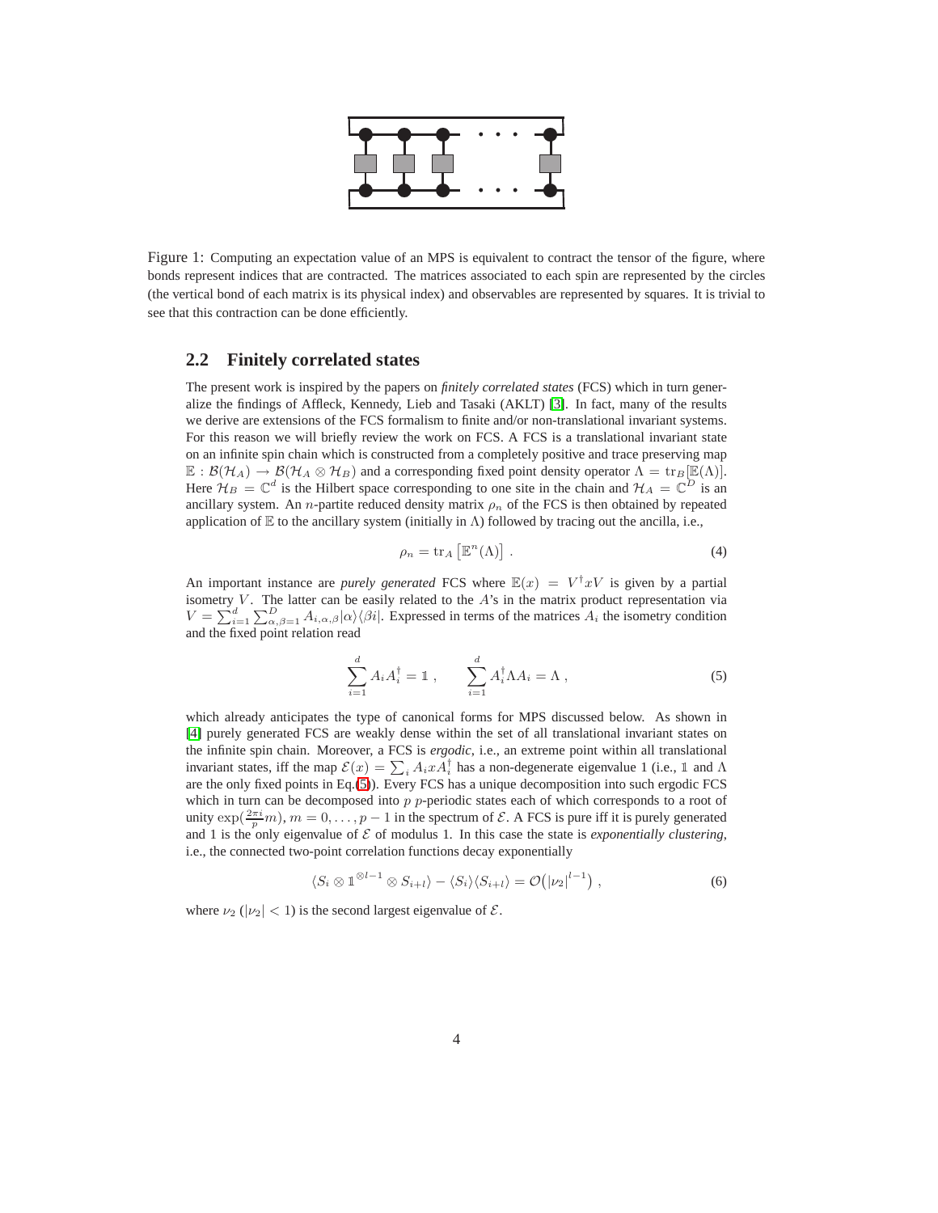Figure 1: Computing an expectation value of an MPS is equivalent to contract the tensor of the figure, where bonds represent indices that are contracted. The matrices associated to each spin are represented by the circles (the vertical bond of each matrix is its physical index) and observables are represented by squares. It is trivial to see that this contraction can be done efficiently.

## 2.2 Finitely correlated states

The present work is inspired by the papers on *finitely correlated states* (FCS) which in turn generalize the findings of Affleck, Kennedy, Lieb and Tasaki (AKLT) [3]. In fact, many of the results we derive are extensions of the FCS formalism to finite and/or non-translational invariant systems. For this reason we will briefly review the work on FCS. A FCS is a translational invariant state on an infinite spin chain which is constructed from a completely positive and trace preserving map $\mathbb{E} : \mathcal{B}(\mathcal{H}_A) \to \mathcal{B}(\mathcal{H}_A \otimes \mathcal{H}_B)$ and a corresponding fixed point density operator $\Lambda = \mathrm{tr}_B[\mathbb{E}(\Lambda)]$. Here $\mathcal{H}_B = \mathbb{C}^d$ is the Hilbert space corresponding to one site in the chain and $\mathcal{H}_A = \mathbb{C}^D$ is an ancillary system. An $n$-partite reduced density matrix $\rho_n$ of the FCS is then obtained by repeated application of $\mathbb{E}$ to the ancillary system (initially in $\Lambda$) followed by tracing out the ancilla, i.e.,

$$\rho_n = \mathrm{tr}_A\left[\mathbb{E}^n(\Lambda)\right] . \tag{4}$$

An important instance are *purely generated* FCS where $\mathbb{E}(x) = V^\dagger x V$ is given by a partial isometry $V$. The latter can be easily related to the $A$'s in the matrix product representation via $V = \sum_{i=1}^{d} \sum_{\alpha,\beta=1}^{D} A_{i,\alpha,\beta} |\alpha\rangle\langle\beta i|$. Expressed in terms of the matrices $A_i$ the isometry condition and the fixed point relation read

$$\sum_{i=1}^{d} A_i A_i^\dagger = \mathbb{1} , \qquad \sum_{i=1}^{d} A_i^\dagger \Lambda A_i = \Lambda , \tag{5}$$

which already anticipates the type of canonical forms for MPS discussed below. As shown in [4] purely generated FCS are weakly dense within the set of all translational invariant states on the infinite spin chain. Moreover, a FCS is *ergodic*, i.e., an extreme point within all translational invariant states, iff the map $\mathcal{E}(x) = \sum_i A_i x A_i^\dagger$ has a non-degenerate eigenvalue 1 (i.e., $\mathbb{1}$ and $\Lambda$ are the only fixed points in Eq.(5)). Every FCS has a unique decomposition into such ergodic FCS which in turn can be decomposed into $p$ $p$-periodic states each of which corresponds to a root of unity $\exp(\frac{2\pi i}{p}m)$, $m = 0, \ldots, p-1$ in the spectrum of $\mathcal{E}$. A FCS is pure iff it is purely generated and 1 is the only eigenvalue of $\mathcal{E}$ of modulus 1. In this case the state is *exponentially clustering*, i.e., the connected two-point correlation functions decay exponentially

$$\langle S_i \otimes \mathbb{1}^{\otimes l-1} \otimes S_{i+l}\rangle - \langle S_i\rangle\langle S_{i+l}\rangle = \mathcal{O}\big(|\nu_2|^{l-1}\big) , \tag{6}$$

where $\nu_2$ ($|\nu_2| < 1$) is the second largest eigenvalue of $\mathcal{E}$.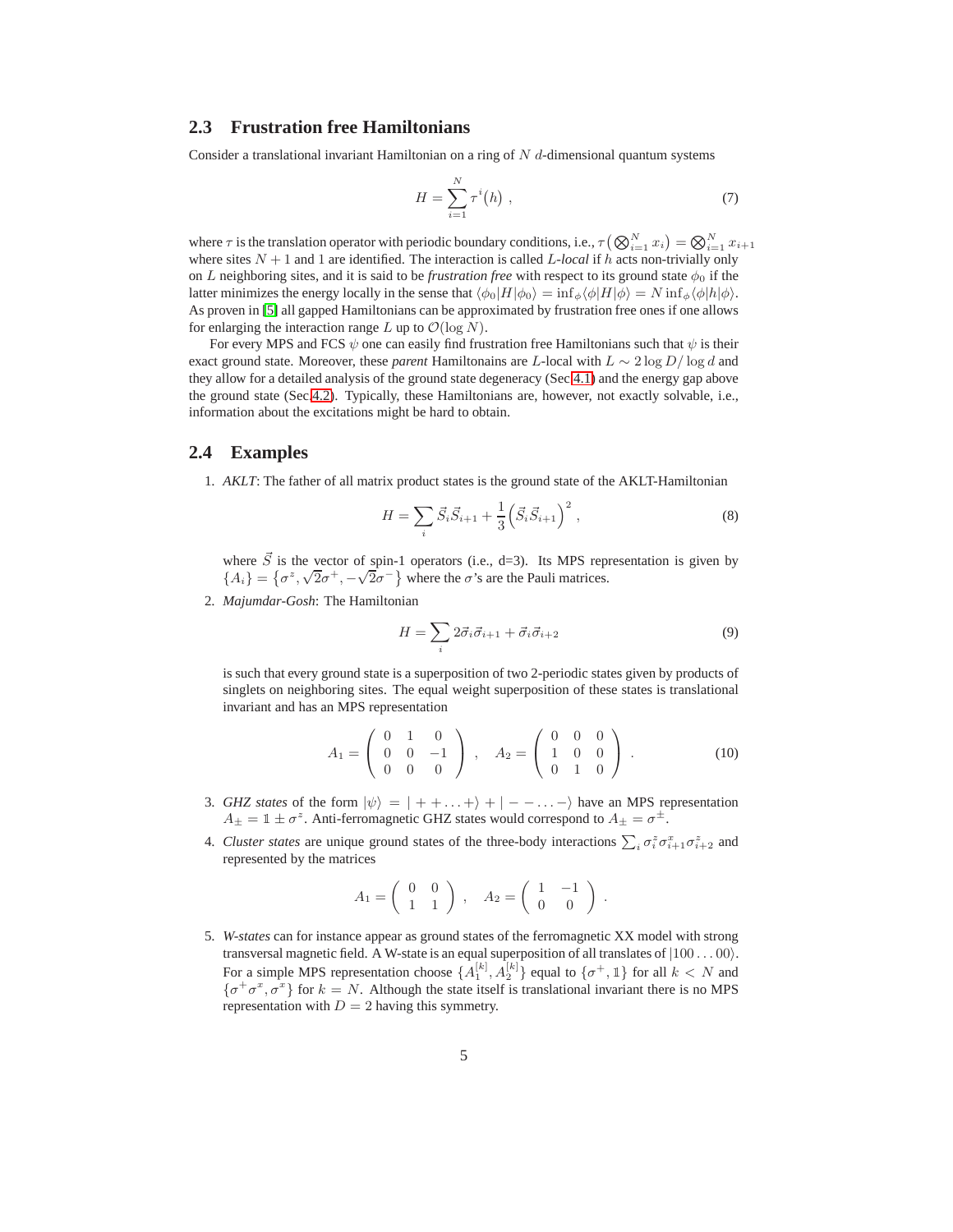## 2.3 Frustration free Hamiltonians

Consider a translational invariant Hamiltonian on a ring of $N$ $d$-dimensional quantum systems

$$H = \sum_{i=1}^{N} \tau^i(h) \ , \tag{7}$$

where $\tau$ is the translation operator with periodic boundary conditions, i.e., $\tau\big(\bigotimes_{i=1}^N x_i\big) = \bigotimes_{i=1}^N x_{i+1}$ where sites $N+1$ and 1 are identified. The interaction is called *L-local* if $h$ acts non-trivially only on $L$ neighboring sites, and it is said to be *frustration free* with respect to its ground state $\phi_0$ if the latter minimizes the energy locally in the sense that $\langle\phi_0|H|\phi_0\rangle = \inf_\phi \langle\phi|H|\phi\rangle = N \inf_\phi \langle\phi|h|\phi\rangle$. As proven in [5] all gapped Hamiltonians can be approximated by frustration free ones if one allows for enlarging the interaction range $L$ up to $\mathcal{O}(\log N)$.

For every MPS and FCS $\psi$ one can easily find frustration free Hamiltonians such that $\psi$ is their exact ground state. Moreover, these *parent* Hamiltonains are $L$-local with $L \sim 2\log D/\log d$ and they allow for a detailed analysis of the ground state degeneracy (Sec.4.1) and the energy gap above the ground state (Sec.4.2). Typically, these Hamiltonians are, however, not exactly solvable, i.e., information about the excitations might be hard to obtain.

## 2.4 Examples

1. *AKLT*: The father of all matrix product states is the ground state of the AKLT-Hamiltonian

$$H = \sum_i \vec{S}_i\vec{S}_{i+1} + \frac{1}{3}\Big(\vec{S}_i\vec{S}_{i+1}\Big)^2 \ , \tag{8}$$

   where $\vec{S}$ is the vector of spin-1 operators (i.e., d=3). Its MPS representation is given by $\{A_i\} = \{\sigma^z, \sqrt{2}\sigma^+, -\sqrt{2}\sigma^-\}$ where the $\sigma$'s are the Pauli matrices.

2. *Majumdar-Gosh*: The Hamiltonian

$$H = \sum_i 2\vec{\sigma}_i\vec{\sigma}_{i+1} + \vec{\sigma}_i\vec{\sigma}_{i+2} \tag{9}$$

   is such that every ground state is a superposition of two 2-periodic states given by products of singlets on neighboring sites. The equal weight superposition of these states is translational invariant and has an MPS representation

$$A_1 = \begin{pmatrix} 0 & 1 & 0 \\ 0 & 0 & -1 \\ 0 & 0 & 0 \end{pmatrix} \ , \quad A_2 = \begin{pmatrix} 0 & 0 & 0 \\ 1 & 0 & 0 \\ 0 & 1 & 0 \end{pmatrix} \ . \tag{10}$$

3. *GHZ states* of the form $|\psi\rangle = |++\ldots+\rangle + |--\ldots-\rangle$ have an MPS representation $A_\pm = \mathbb{1} \pm \sigma^z$. Anti-ferromagnetic GHZ states would correspond to $A_\pm = \sigma^\pm$.

4. *Cluster states* are unique ground states of the three-body interactions $\sum_i \sigma_i^z \sigma_{i+1}^x \sigma_{i+2}^z$ and represented by the matrices

$$A_1 = \begin{pmatrix} 0 & 0 \\ 1 & 1 \end{pmatrix} \ , \quad A_2 = \begin{pmatrix} 1 & -1 \\ 0 & 0 \end{pmatrix} \ .$$

5. *W-states* can for instance appear as ground states of the ferromagnetic XX model with strong transversal magnetic field. A W-state is an equal superposition of all translates of $|100\ldots00\rangle$. For a simple MPS representation choose $\{A_1^{[k]}, A_2^{[k]}\}$ equal to $\{\sigma^+, \mathbb{1}\}$ for all $k < N$ and $\{\sigma^+\sigma^x, \sigma^x\}$ for $k = N$. Although the state itself is translational invariant there is no MPS representation with $D = 2$ having this symmetry.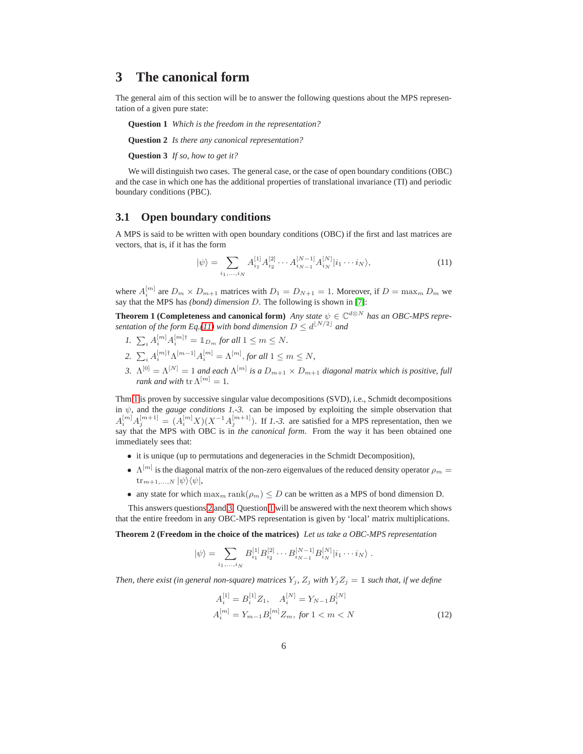# 3 The canonical form

The general aim of this section will be to answer the following questions about the MPS representation of a given pure state:

**Question 1** *Which is the freedom in the representation?*

**Question 2** *Is there any canonical representation?*

**Question 3** *If so, how to get it?*

We will distinguish two cases. The general case, or the case of open boundary conditions (OBC) and the case in which one has the additional properties of translational invariance (TI) and periodic boundary conditions (PBC).

## 3.1 Open boundary conditions

A MPS is said to be written with open boundary conditions (OBC) if the first and last matrices are vectors, that is, if it has the form

$$|\psi\rangle = \sum_{i_1,\ldots,i_N} A^{[1]}_{i_1} A^{[2]}_{i_2} \cdots A^{[N-1]}_{i_{N-1}} A^{[N]}_{i_N} |i_1 \cdots i_N\rangle, \tag{11}$$

where $A^{[m]}_i$ are $D_m \times D_{m+1}$ matrices with $D_1 = D_{N+1} = 1$. Moreover, if $D = \max_m D_m$ we say that the MPS has *(bond) dimension* $D$. The following is shown in [7]:

**Theorem 1 (Completeness and canonical form)** *Any state $\psi \in \mathbb{C}^{d\otimes N}$ has an OBC-MPS representation of the form Eq.(11) with bond dimension $D \leq d^{\lfloor N/2 \rfloor}$ and*

1. $\sum_i A^{[m]}_i A^{[m]\dagger}_i = \mathbb{1}_{D_m}$ *for all* $1 \leq m \leq N$.
2. $\sum_i A^{[m]\dagger}_i \Lambda^{[m-1]} A^{[m]}_i = \Lambda^{[m]}$, *for all* $1 \leq m \leq N$,
3. $\Lambda^{[0]} = \Lambda^{[N]} = 1$ *and each* $\Lambda^{[m]}$ *is a* $D_{m+1} \times D_{m+1}$ *diagonal matrix which is positive, full rank and with* $\operatorname{tr} \Lambda^{[m]} = 1$.

Thm 1 is proven by successive singular value decompositions (SVD), i.e., Schmidt decompositions in $\psi$, and the *gauge conditions 1.-3.* can be imposed by exploiting the simple observation that $A^{[m]}_i A^{[m+1]}_j = (A^{[m]}_i X)(X^{-1} A^{[m+1]}_j)$. If *1.-3.* are satisfied for a MPS representation, then we say that the MPS with OBC is in *the canonical form*. From the way it has been obtained one immediately sees that:

- it is unique (up to permutations and degeneracies in the Schmidt Decomposition),
- $\Lambda^{[m]}$ is the diagonal matrix of the non-zero eigenvalues of the reduced density operator $\rho_m = \operatorname{tr}_{m+1,\ldots,N} |\psi\rangle\langle\psi|$,
- any state for which $\max_m \operatorname{rank}(\rho_m) \leq D$ can be written as a MPS of bond dimension D.

This answers questions 2 and 3. Question 1 will be answered with the next theorem which shows that the entire freedom in any OBC-MPS representation is given by 'local' matrix multiplications.

**Theorem 2 (Freedom in the choice of the matrices)** *Let us take a OBC-MPS representation*

$$|\psi\rangle = \sum_{i_1,\ldots,i_N} B^{[1]}_{i_1} B^{[2]}_{i_2} \cdots B^{[N-1]}_{i_{N-1}} B^{[N]}_{i_N} |i_1 \cdots i_N\rangle \ .$$

*Then, there exist (in general non-square) matrices $Y_j, Z_j$ with $Y_j Z_j = \mathbb{1}$ such that, if we define*

$$\begin{aligned} A^{[1]}_i &= B^{[1]}_i Z_1, \quad A^{[N]}_i = Y_{N-1} B^{[N]}_i \\ A^{[m]}_i &= Y_{m-1} B^{[m]}_i Z_m, \ \textit{for } 1 < m < N \end{aligned} \tag{12}$$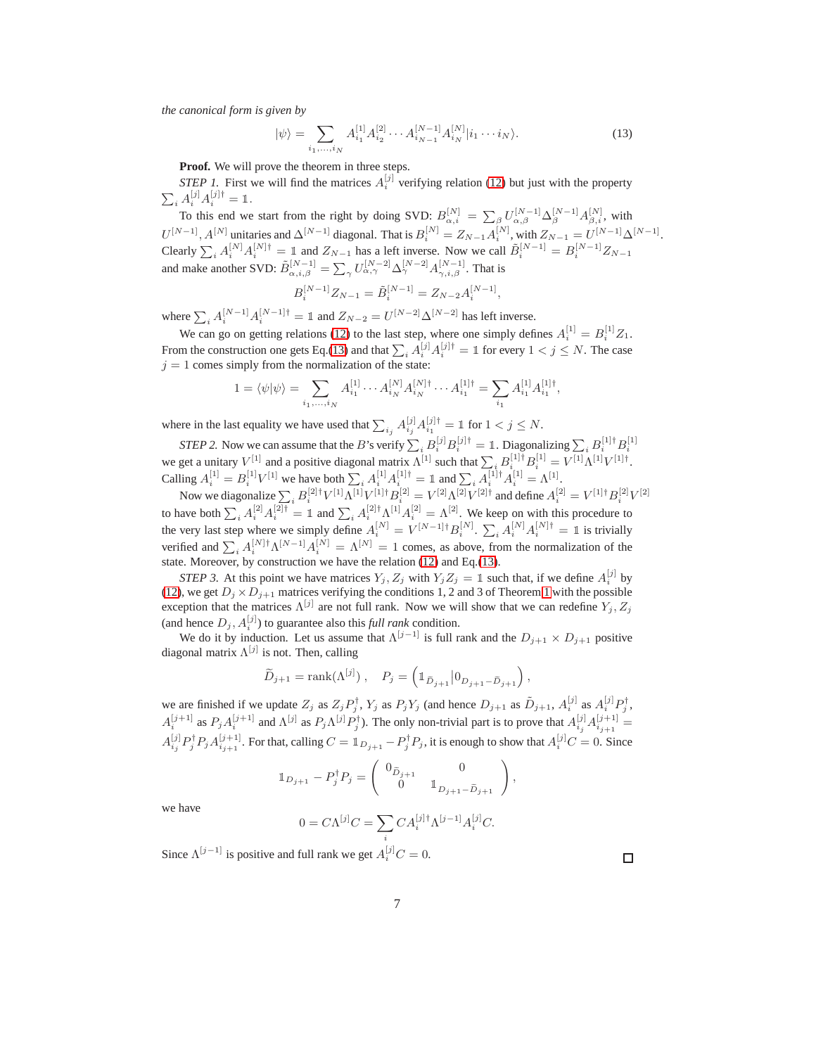*the canonical form is given by*

$$|\psi\rangle = \sum_{i_1,\ldots,i_N} A^{[1]}_{i_1} A^{[2]}_{i_2} \cdots A^{[N-1]}_{i_{N-1}} A^{[N]}_{i_N} |i_1 \cdots i_N\rangle. \tag{13}$$

**Proof.** We will prove the theorem in three steps.

*STEP 1.* First we will find the matrices $A^{[j]}_i$ verifying relation (12) but just with the property $\sum_i A^{[j]}_i A^{[j]\dagger}_i = \mathbb{1}$.

To this end we start from the right by doing SVD: $B^{[N]}_{\alpha,i} = \sum_\beta U^{[N-1]}_{\alpha,\beta} \Delta^{[N-1]}_\beta A^{[N]}_{\beta,i}$, with $U^{[N-1]}, A^{[N]}$ unitaries and $\Delta^{[N-1]}$ diagonal. That is $B^{[N]}_i = Z_{N-1} A^{[N]}_i$, with $Z_{N-1} = U^{[N-1]} \Delta^{[N-1]}$. Clearly $\sum_i A^{[N]}_i A^{[N]\dagger}_i = \mathbb{1}$ and $Z_{N-1}$ has a left inverse. Now we call $\tilde{B}^{[N-1]}_i = B^{[N-1]}_i Z_{N-1}$ and make another SVD: $\tilde{B}^{[N-1]}_{\alpha,i,\beta} = \sum_\gamma U^{[N-2]}_{\alpha,\gamma} \Delta^{[N-2]}_\gamma A^{[N-1]}_{\gamma,i,\beta}$. That is

$$B^{[N-1]}_i Z_{N-1} = \tilde{B}^{[N-1]}_i = Z_{N-2} A^{[N-1]}_i,$$

where $\sum_i A^{[N-1]}_i A^{[N-1]\dagger}_i = \mathbb{1}$ and $Z_{N-2} = U^{[N-2]} \Delta^{[N-2]}$ has left inverse.

We can go on getting relations (12) to the last step, where one simply defines $A^{[1]}_i = B^{[1]}_i Z_1$. From the construction one gets Eq.(13) and that $\sum_i A^{[j]}_i A^{[j]\dagger}_i = \mathbb{1}$ for every $1 < j \le N$. The case $j = 1$ comes simply from the normalization of the state:

$$1 = \langle\psi|\psi\rangle = \sum_{i_1,\ldots,i_N} A^{[1]}_{i_1} \cdots A^{[N]}_{i_N} A^{[N]\dagger}_{i_N} \cdots A^{[1]\dagger}_{i_1} = \sum_{i_1} A^{[1]}_{i_1} A^{[1]\dagger}_{i_1},$$

where in the last equality we have used that $\sum_{i_j} A^{[j]}_{i_j} A^{[j]\dagger}_{i_1} = \mathbb{1}$ for $1 < j \le N$.

*STEP 2.* Now we can assume that the $B$'s verify $\sum_i B^{[j]}_i B^{[j]\dagger}_i = \mathbb{1}$. Diagonalizing $\sum_i B^{[1]\dagger}_i B^{[1]}_i$ we get a unitary $V^{[1]}$ and a positive diagonal matrix $\Lambda^{[1]}$ such that $\sum_i B^{[1]\dagger}_i B^{[1]}_i = V^{[1]} \Lambda^{[1]} V^{[1]\dagger}$. Calling $A^{[1]}_i = B^{[1]}_i V^{[1]}$ we have both $\sum_i A^{[1]}_i A^{[1]\dagger}_i = \mathbb{1}$ and $\sum_i A^{[1]\dagger}_i A^{[1]}_i = \Lambda^{[1]}$.

Now we diagonalize $\sum_i B^{[2]\dagger}_i V^{[1]} \Lambda^{[1]} V^{[1]\dagger} B^{[2]}_i = V^{[2]} \Lambda^{[2]} V^{[2]\dagger}$ and define $A^{[2]}_i = V^{[1]\dagger} B^{[2]}_i V^{[2]}$ to have both $\sum_i A^{[2]}_i A^{[2]\dagger}_i = \mathbb{1}$ and $\sum_i A^{[2]\dagger}_i \Lambda^{[1]} A^{[2]}_i = \Lambda^{[2]}$. We keep on with this procedure to the very last step where we simply define $A^{[N]}_i = V^{[N-1]\dagger} B^{[N]}_i$. $\sum_i A^{[N]}_i A^{[N]\dagger}_i = \mathbb{1}$ is trivially verified and $\sum_i A^{[N]\dagger}_i \Lambda^{[N-1]} A^{[N]}_i = \Lambda^{[N]} = 1$ comes, as above, from the normalization of the state. Moreover, by construction we have the relation (12) and Eq.(13).

*STEP 3.* At this point we have matrices $Y_j, Z_j$ with $Y_j Z_j = \mathbb{1}$ such that, if we define $A^{[j]}_i$ by (12), we get $D_j \times D_{j+1}$ matrices verifying the conditions 1, 2 and 3 of Theorem 1 with the possible exception that the matrices $\Lambda^{[j]}$ are not full rank. Now we will show that we can redefine $Y_j, Z_j$ (and hence $D_j, A^{[j]}_i$) to guarantee also this *full rank* condition.

We do it by induction. Let us assume that $\Lambda^{[j-1]}$ is full rank and the $D_{j+1} \times D_{j+1}$ positive diagonal matrix $\Lambda^{[j]}$ is not. Then, calling

$$\widetilde{D}_{j+1} = \mathrm{rank}(\Lambda^{[j]}), \quad P_j = \left( \mathbb{1}_{\widetilde{D}_{j+1}} | 0_{D_{j+1} - \widetilde{D}_{j+1}} \right),$$

we are finished if we update $Z_j$ as $Z_j P_j^\dagger$, $Y_j$ as $P_j Y_j$ (and hence $D_{j+1}$ as $\widetilde{D}_{j+1}$, $A^{[j]}_i$ as $A^{[j]}_i P_j^\dagger$, $A^{[j+1]}_i$ as $P_j A^{[j+1]}_i$ and $\Lambda^{[j]}$ as $P_j \Lambda^{[j]} P_j^\dagger$). The only non-trivial part is to prove that $A^{[j]}_{i_j} A^{[j+1]}_{i_{j+1}} = A^{[j]}_{i_j} P_j^\dagger P_j A^{[j+1]}_{i_{j+1}}$. For that, calling $C = \mathbb{1}_{D_{j+1}} - P_j^\dagger P_j$, it is enough to show that $A^{[j]}_i C = 0$. Since

$$\mathbb{1}_{D_{j+1}} - P_j^\dagger P_j = \begin{pmatrix} 0_{\widetilde{D}_{j+1}} & 0 \\ 0 & \mathbb{1}_{D_{j+1} - \widetilde{D}_{j+1}} \end{pmatrix},$$

we have

$$0 = C \Lambda^{[j]} C = \sum_i C A^{[j]\dagger}_i \Lambda^{[j-1]} A^{[j]}_i C.$$

Since $\Lambda^{[j-1]}$ is positive and full rank we get $A^{[j]}_i C = 0$. □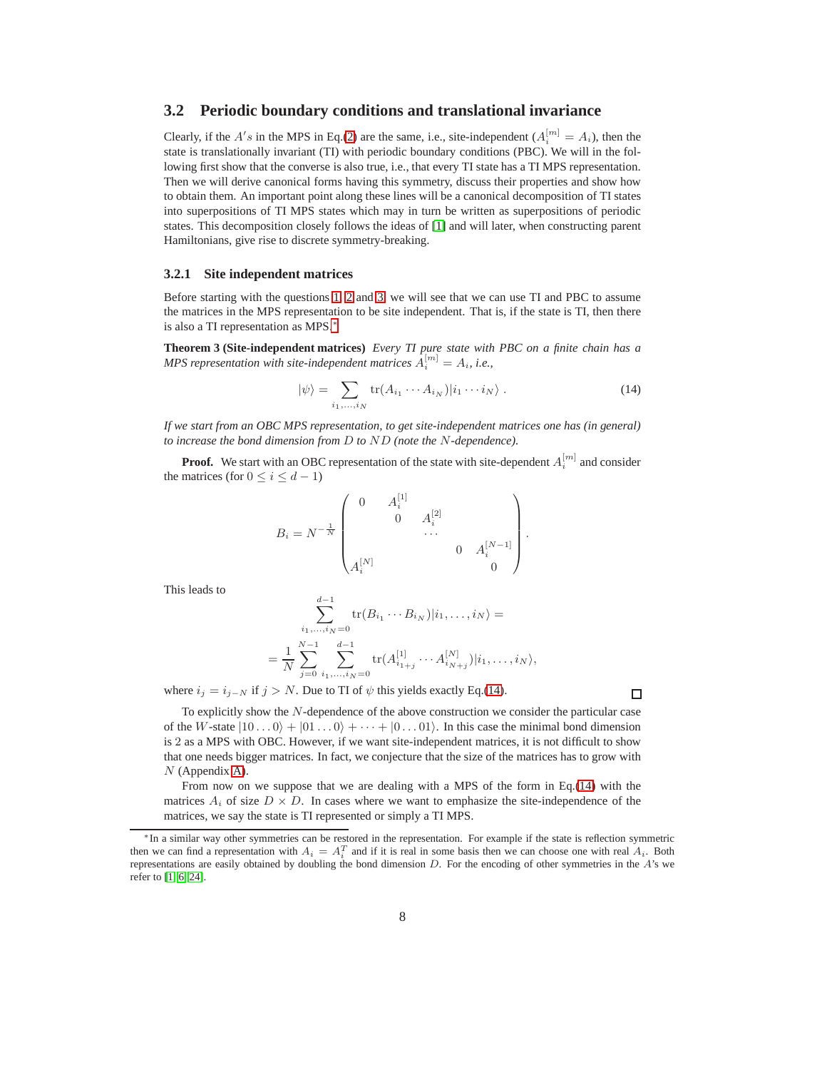### 3.2 Periodic boundary conditions and translational invariance

Clearly, if the $A's$ in the MPS in Eq.(2) are the same, i.e., site-independent ($A_i^{[m]} = A_i$), then the state is translationally invariant (TI) with periodic boundary conditions (PBC). We will in the following first show that the converse is also true, i.e., that every TI state has a TI MPS representation. Then we will derive canonical forms having this symmetry, discuss their properties and show how to obtain them. An important point along these lines will be a canonical decomposition of TI states into superpositions of TI MPS states which may in turn be written as superpositions of periodic states. This decomposition closely follows the ideas of [1] and will later, when constructing parent Hamiltonians, give rise to discrete symmetry-breaking.

#### 3.2.1 Site independent matrices

Before starting with the questions 1, 2 and 3, we will see that we can use TI and PBC to assume the matrices in the MPS representation to be site independent. That is, if the state is TI, then there is also a TI representation as MPS.*

**Theorem 3 (Site-independent matrices)** *Every TI pure state with PBC on a finite chain has a MPS representation with site-independent matrices $A_i^{[m]} = A_i$, i.e.,*

$$|\psi\rangle = \sum_{i_1,\ldots,i_N} \mathrm{tr}(A_{i_1} \cdots A_{i_N}) |i_1 \cdots i_N\rangle \,. \tag{14}$$

*If we start from an OBC MPS representation, to get site-independent matrices one has (in general) to increase the bond dimension from $D$ to $ND$ (note the $N$-dependence).*

**Proof.** We start with an OBC representation of the state with site-dependent $A_i^{[m]}$ and consider the matrices (for $0 \le i \le d-1$)

$$B_i = N^{-\frac{1}{N}} \begin{pmatrix} 0 & A_i^{[1]} & & & \\ & 0 & A_i^{[2]} & & \\ & & \cdots & & \\ & & & 0 & A_i^{[N-1]} \\ A_i^{[N]} & & & & 0 \end{pmatrix}.$$

This leads to

$$\sum_{i_1,\ldots,i_N=0}^{d-1} \mathrm{tr}(B_{i_1} \cdots B_{i_N}) |i_1, \ldots, i_N\rangle =$$

$$= \frac{1}{N} \sum_{j=0}^{N-1} \sum_{i_1,\ldots,i_N=0}^{d-1} \mathrm{tr}(A_{i_{1+j}}^{[1]} \cdots A_{i_{N+j}}^{[N]}) |i_1, \ldots, i_N\rangle,$$

where $i_j = i_{j-N}$ if $j > N$. Due to TI of $\psi$ this yields exactly Eq.(14). □

To explicitly show the $N$-dependence of the above construction we consider the particular case of the $W$-state $|10\ldots0\rangle + |01\ldots0\rangle + \cdots + |0\ldots01\rangle$. In this case the minimal bond dimension is 2 as a MPS with OBC. However, if we want site-independent matrices, it is not difficult to show that one needs bigger matrices. In fact, we conjecture that the size of the matrices has to grow with $N$ (Appendix A).

From now on we suppose that we are dealing with a MPS of the form in Eq.(14) with the matrices $A_i$ of size $D \times D$. In cases where we want to emphasize the site-independence of the matrices, we say the state is TI represented or simply a TI MPS.

*In a similar way other symmetries can be restored in the representation. For example if the state is reflection symmetric then we can find a representation with $A_i = A_i^T$ and if it is real in some basis then we can choose one with real $A_i$. Both representations are easily obtained by doubling the bond dimension $D$. For the encoding of other symmetries in the $A$'s we refer to [1, 6, 24].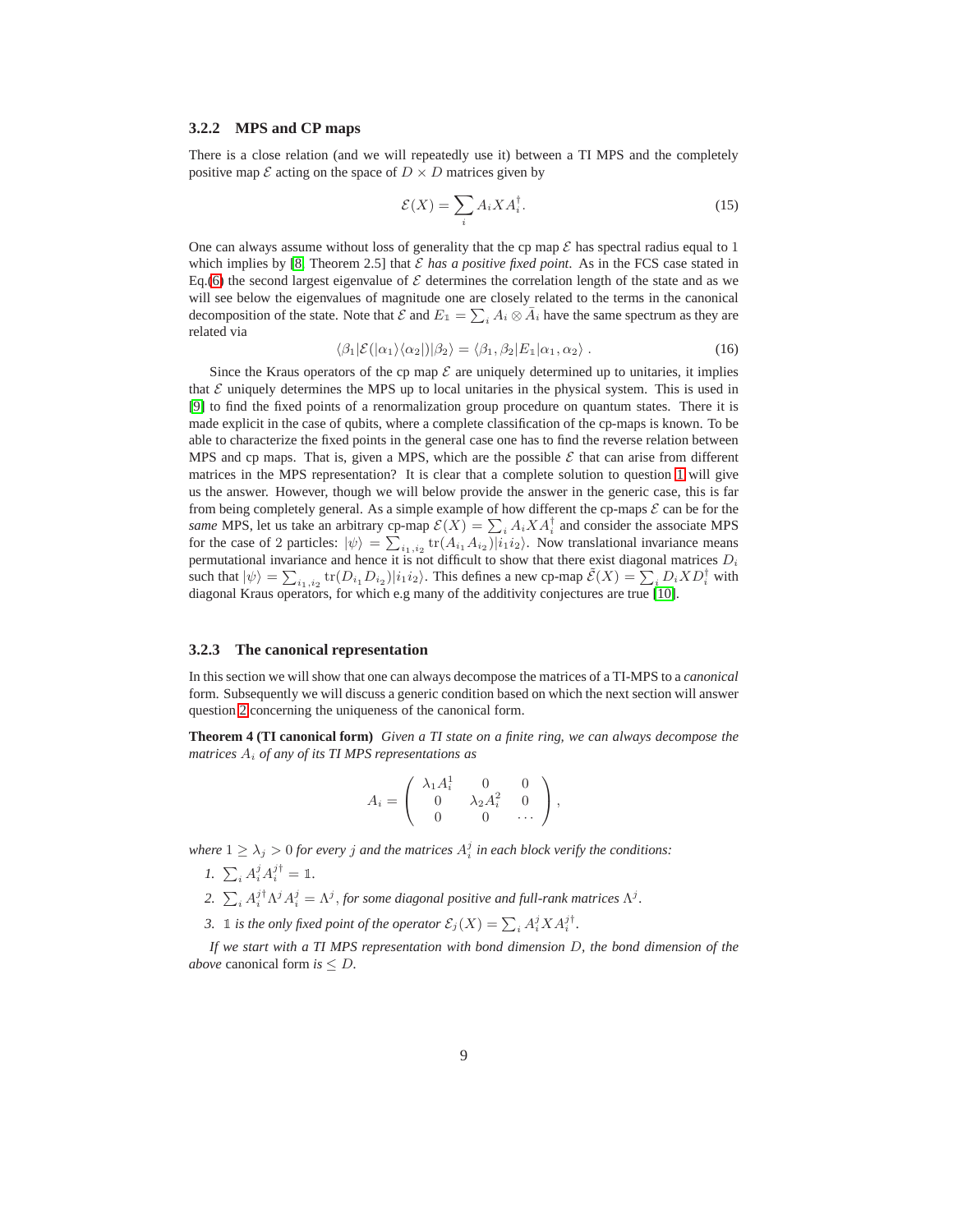### 3.2.2 MPS and CP maps

There is a close relation (and we will repeatedly use it) between a TI MPS and the completely positive map $\mathcal{E}$ acting on the space of $D \times D$ matrices given by

$$\mathcal{E}(X) = \sum_i A_i X A_i^\dagger . \tag{15}$$

One can always assume without loss of generality that the cp map $\mathcal{E}$ has spectral radius equal to 1 which implies by [8, Theorem 2.5] that $\mathcal{E}$ *has a positive fixed point*. As in the FCS case stated in Eq.(6) the second largest eigenvalue of $\mathcal{E}$ determines the correlation length of the state and as we will see below the eigenvalues of magnitude one are closely related to the terms in the canonical decomposition of the state. Note that $\mathcal{E}$ and $E_{\mathbb{1}} = \sum_i A_i \otimes \bar{A}_i$ have the same spectrum as they are related via

$$\langle \beta_1 | \mathcal{E}(|\alpha_1\rangle\langle\alpha_2|)|\beta_2\rangle = \langle \beta_1, \beta_2 | E_{\mathbb{1}} | \alpha_1, \alpha_2\rangle \ . \tag{16}$$

Since the Kraus operators of the cp map $\mathcal{E}$ are uniquely determined up to unitaries, it implies that $\mathcal{E}$ uniquely determines the MPS up to local unitaries in the physical system. This is used in [9] to find the fixed points of a renormalization group procedure on quantum states. There it is made explicit in the case of qubits, where a complete classification of the cp-maps is known. To be able to characterize the fixed points in the general case one has to find the reverse relation between MPS and cp maps. That is, given a MPS, which are the possible $\mathcal{E}$ that can arise from different matrices in the MPS representation? It is clear that a complete solution to question 1 will give us the answer. However, though we will below provide the answer in the generic case, this is far from being completely general. As a simple example of how different the cp-maps $\mathcal{E}$ can be for the *same* MPS, let us take an arbitrary cp-map $\mathcal{E}(X) = \sum_i A_i X A_i^\dagger$ and consider the associate MPS for the case of 2 particles: $|\psi\rangle = \sum_{i_1,i_2} \mathrm{tr}(A_{i_1} A_{i_2})|i_1 i_2\rangle$. Now translational invariance means permutational invariance and hence it is not difficult to show that there exist diagonal matrices $D_i$ such that $|\psi\rangle = \sum_{i_1,i_2} \mathrm{tr}(D_{i_1} D_{i_2})|i_1 i_2\rangle$. This defines a new cp-map $\tilde{\mathcal{E}}(X) = \sum_i D_i X D_i^\dagger$ with diagonal Kraus operators, for which e.g many of the additivity conjectures are true [10].

### 3.2.3 The canonical representation

In this section we will show that one can always decompose the matrices of a TI-MPS to a *canonical* form. Subsequently we will discuss a generic condition based on which the next section will answer question 2 concerning the uniqueness of the canonical form.

**Theorem 4 (TI canonical form)** *Given a TI state on a finite ring, we can always decompose the matrices $A_i$ of any of its TI MPS representations as*

$$A_i = \begin{pmatrix} \lambda_1 A_i^1 & 0 & 0 \\ 0 & \lambda_2 A_i^2 & 0 \\ 0 & 0 & \cdots \end{pmatrix},$$

*where $1 \geq \lambda_j > 0$ for every $j$ and the matrices $A_i^j$ in each block verify the conditions:*

1. $\sum_i A_i^j A_i^{j\dagger} = \mathbb{1}$.
2. $\sum_i A_i^{j\dagger} \Lambda^j A_i^j = \Lambda^j$*, for some diagonal positive and full-rank matrices $\Lambda^j$.*
3. $\mathbb{1}$ *is the only fixed point of the operator $\mathcal{E}_j(X) = \sum_i A_i^j X A_i^{j\dagger}$.*

*If we start with a TI MPS representation with bond dimension $D$, the bond dimension of the above* canonical form *is $\leq D$.*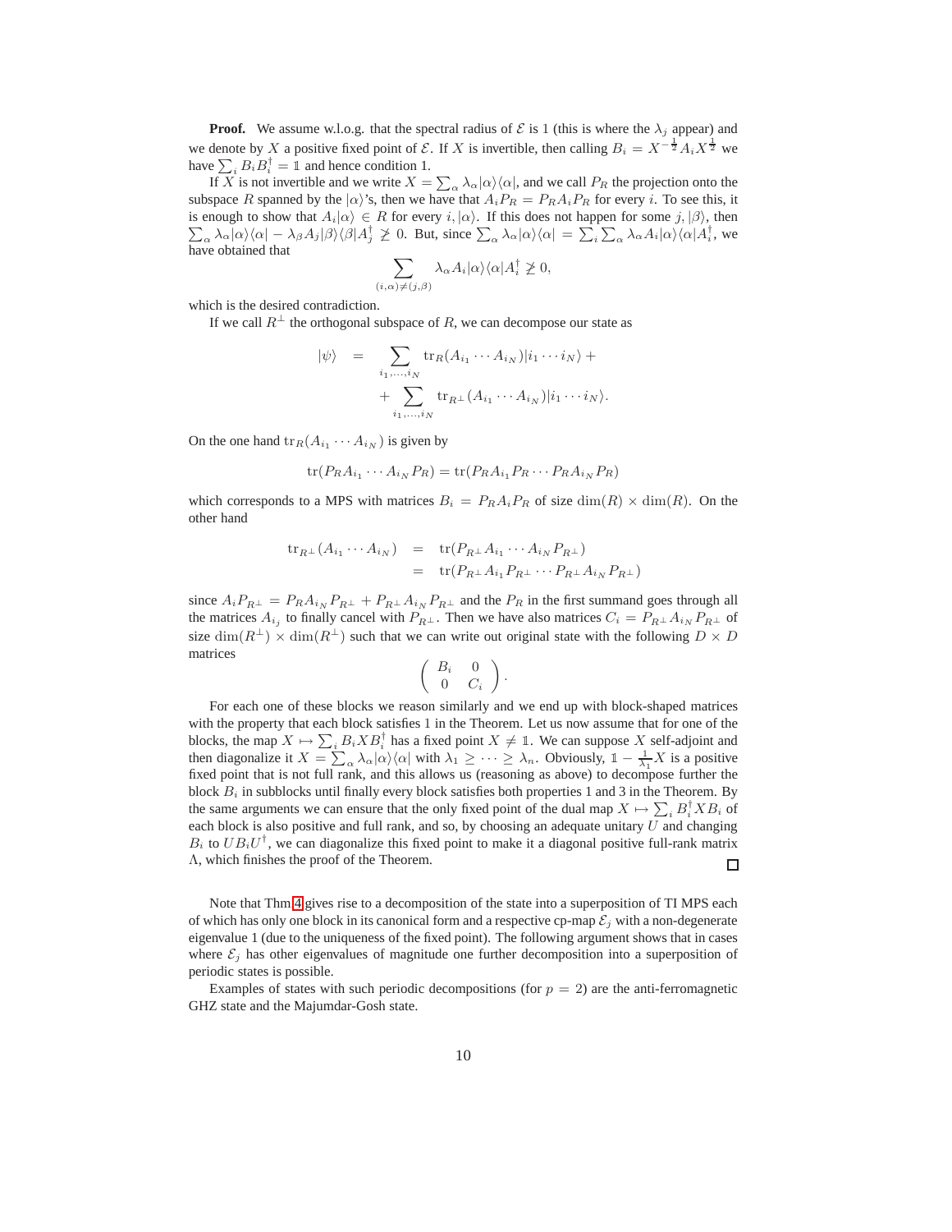**Proof.** We assume w.l.o.g. that the spectral radius of $\mathcal{E}$ is 1 (this is where the $\lambda_j$ appear) and we denote by $X$ a positive fixed point of $\mathcal{E}$. If $X$ is invertible, then calling $B_i = X^{-\frac{1}{2}} A_i X^{\frac{1}{2}}$ we have $\sum_i B_i B_i^\dagger = \mathbb{1}$ and hence condition 1.

If $X$ is not invertible and we write $X = \sum_\alpha \lambda_\alpha |\alpha\rangle\langle\alpha|$, and we call $P_R$ the projection onto the subspace $R$ spanned by the $|\alpha\rangle$'s, then we have that $A_i P_R = P_R A_i P_R$ for every $i$. To see this, it is enough to show that $A_i|\alpha\rangle \in R$ for every $i, |\alpha\rangle$. If this does not happen for some $j, |\beta\rangle$, then $\sum_\alpha \lambda_\alpha |\alpha\rangle\langle\alpha| - \lambda_\beta A_j|\beta\rangle\langle\beta|A_j^\dagger \not\geq 0$. But, since $\sum_\alpha \lambda_\alpha|\alpha\rangle\langle\alpha| = \sum_i \sum_\alpha \lambda_\alpha A_i|\alpha\rangle\langle\alpha|A_i^\dagger$, we have obtained that

$$\sum_{(i,\alpha)\neq(j,\beta)} \lambda_\alpha A_i|\alpha\rangle\langle\alpha|A_i^\dagger \not\geq 0,$$

which is the desired contradiction.

If we call $R^\perp$ the orthogonal subspace of $R$, we can decompose our state as

$$\begin{aligned}
|\psi\rangle &= \sum_{i_1,\ldots,i_N} \mathrm{tr}_R(A_{i_1}\cdots A_{i_N})|i_1\cdots i_N\rangle + \\
&\quad + \sum_{i_1,\ldots,i_N} \mathrm{tr}_{R^\perp}(A_{i_1}\cdots A_{i_N})|i_1\cdots i_N\rangle.
\end{aligned}$$

On the one hand $\mathrm{tr}_R(A_{i_1}\cdots A_{i_N})$ is given by

$$\mathrm{tr}(P_R A_{i_1}\cdots A_{i_N} P_R) = \mathrm{tr}(P_R A_{i_1} P_R \cdots P_R A_{i_N} P_R)$$

which corresponds to a MPS with matrices $B_i = P_R A_i P_R$ of size $\dim(R)\times\dim(R)$. On the other hand

$$\begin{aligned}
\mathrm{tr}_{R^\perp}(A_{i_1}\cdots A_{i_N}) &= \mathrm{tr}(P_{R^\perp} A_{i_1}\cdots A_{i_N} P_{R^\perp}) \\
&= \mathrm{tr}(P_{R^\perp} A_{i_1} P_{R^\perp}\cdots P_{R^\perp} A_{i_N} P_{R^\perp})
\end{aligned}$$

since $A_i P_{R^\perp} = P_R A_{i_N} P_{R^\perp} + P_{R^\perp} A_{i_N} P_{R^\perp}$ and the $P_R$ in the first summand goes through all the matrices $A_{i_j}$ to finally cancel with $P_{R^\perp}$. Then we have also matrices $C_i = P_{R^\perp} A_{i_N} P_{R^\perp}$ of size $\dim(R^\perp)\times\dim(R^\perp)$ such that we can write out original state with the following $D\times D$ matrices

$$\begin{pmatrix} B_i & 0 \\ 0 & C_i \end{pmatrix}.$$

For each one of these blocks we reason similarly and we end up with block-shaped matrices with the property that each block satisfies 1 in the Theorem. Let us now assume that for one of the blocks, the map $X \mapsto \sum_i B_i X B_i^\dagger$ has a fixed point $X \neq \mathbb{1}$. We can suppose $X$ self-adjoint and then diagonalize it $X = \sum_\alpha \lambda_\alpha |\alpha\rangle\langle\alpha|$ with $\lambda_1 \geq \cdots \geq \lambda_n$. Obviously, $\mathbb{1} - \frac{1}{\lambda_1}X$ is a positive fixed point that is not full rank, and this allows us (reasoning as above) to decompose further the block $B_i$ in subblocks until finally every block satisfies both properties 1 and 3 in the Theorem. By the same arguments we can ensure that the only fixed point of the dual map $X \mapsto \sum_i B_i^\dagger X B_i$ of each block is also positive and full rank, and so, by choosing an adequate unitary $U$ and changing $B_i$ to $U B_i U^\dagger$, we can diagonalize this fixed point to make it a diagonal positive full-rank matrix $\Lambda$, which finishes the proof of the Theorem. $\square$

Note that Thm 4 gives rise to a decomposition of the state into a superposition of TI MPS each of which has only one block in its canonical form and a respective cp-map $\mathcal{E}_j$ with a non-degenerate eigenvalue 1 (due to the uniqueness of the fixed point). The following argument shows that in cases where $\mathcal{E}_j$ has other eigenvalues of magnitude one further decomposition into a superposition of periodic states is possible.

Examples of states with such periodic decompositions (for $p = 2$) are the anti-ferromagnetic GHZ state and the Majumdar-Gosh state.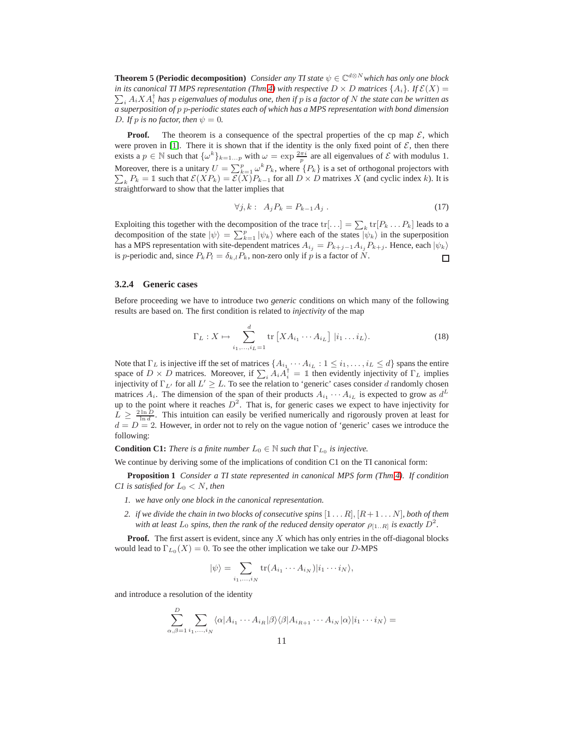**Theorem 5 (Periodic decomposition)** *Consider any TI state $\psi \in \mathbb{C}^{d^{\otimes N}}$ which has only one block in its canonical TI MPS representation (Thm.4) with respective $D \times D$ matrices $\{A_i\}$. If $\mathcal{E}(X) = \sum_i A_i X A_i^\dagger$ has $p$ eigenvalues of modulus one, then if $p$ is a factor of $N$ the state can be written as a superposition of $p$ $p$-periodic states each of which has a MPS representation with bond dimension $D$. If $p$ is no factor, then $\psi = 0$.*

**Proof.** The theorem is a consequence of the spectral properties of the cp map $\mathcal{E}$, which were proven in [1]. There it is shown that if the identity is the only fixed point of $\mathcal{E}$, then there exists a $p \in \mathbb{N}$ such that $\{\omega^k\}_{k=1\ldots p}$ with $\omega = \exp\frac{2\pi i}{p}$ are all eigenvalues of $\mathcal{E}$ with modulus 1. Moreover, there is a unitary $U = \sum_{k=1}^p \omega^k P_k$, where $\{P_k\}$ is a set of orthogonal projectors with $\sum_k P_k = \mathbb{1}$ such that $\mathcal{E}(XP_k) = \mathcal{E}(X)P_{k-1}$ for all $D \times D$ matrixes $X$ (and cyclic index $k$). It is straightforward to show that the latter implies that

$$\forall j, k: \;\; A_j P_k = P_{k-1} A_j \; . \tag{17}$$

Exploiting this together with the decomposition of the trace $\mathrm{tr}[\ldots] = \sum_k \mathrm{tr}[P_k \ldots P_k]$ leads to a decomposition of the state $|\psi\rangle = \sum_{k=1}^p |\psi_k\rangle$ where each of the states $|\psi_k\rangle$ in the superposition has a MPS representation with site-dependent matrices $A_{i_j} = P_{k+j-1} A_{i_j} P_{k+j}$. Hence, each $|\psi_k\rangle$ is $p$-periodic and, since $P_k P_l = \delta_{k,l} P_k$, non-zero only if $p$ is a factor of $N$. $\square$

### 3.2.4 Generic cases

Before proceeding we have to introduce two *generic* conditions on which many of the following results are based on. The first condition is related to *injectivity* of the map

$$\Gamma_L : X \mapsto \sum_{i_1,\ldots,i_L=1}^{d} \mathrm{tr}\left[X A_{i_1} \cdots A_{i_L}\right] \, |i_1 \ldots i_L\rangle. \tag{18}$$

Note that $\Gamma_L$ is injective iff the set of matrices $\{A_{i_1} \cdots A_{i_L} : 1 \leq i_1, \ldots, i_L \leq d\}$ spans the entire space of $D \times D$ matrices. Moreover, if $\sum_i A_i A_i^\dagger = \mathbb{1}$ then evidently injectivity of $\Gamma_L$ implies injectivity of $\Gamma_{L'}$ for all $L' \geq L$. To see the relation to 'generic' cases consider $d$ randomly chosen matrices $A_i$. The dimension of the span of their products $A_{i_1} \cdots A_{i_L}$ is expected to grow as $d^L$ up to the point where it reaches $D^2$. That is, for generic cases we expect to have injectivity for $L \geq \frac{2 \ln D}{\ln d}$. This intuition can easily be verified numerically and rigorously proven at least for $d = D = 2$. However, in order not to rely on the vague notion of 'generic' cases we introduce the following:

**Condition C1:** *There is a finite number $L_0 \in \mathbb{N}$ such that $\Gamma_{L_0}$ is injective.*

We continue by deriving some of the implications of condition C1 on the TI canonical form:

**Proposition 1** *Consider a TI state represented in canonical MPS form (Thm.4). If condition C1 is satisfied for $L_0 < N$, then*

1. *we have only one block in the canonical representation.*
2. *if we divide the chain in two blocks of consecutive spins $[1 \ldots R]$, $[R+1 \ldots N]$, both of them with at least $L_0$ spins, then the rank of the reduced density operator $\rho_{[1..R]}$ is exactly $D^2$.*

**Proof.** The first assert is evident, since any $X$ which has only entries in the off-diagonal blocks would lead to $\Gamma_{L_0}(X) = 0$. To see the other implication we take our $D$-MPS

$$|\psi\rangle = \sum_{i_1,\ldots,i_N} \mathrm{tr}(A_{i_1} \cdots A_{i_N}) |i_1 \cdots i_N\rangle,$$

and introduce a resolution of the identity

$$\sum_{\alpha,\beta=1}^{D} \sum_{i_1,\ldots,i_N} \langle\alpha|A_{i_1} \cdots A_{i_R}|\beta\rangle\langle\beta|A_{i_{R+1}} \cdots A_{i_N}|\alpha\rangle|i_1 \cdots i_N\rangle =$$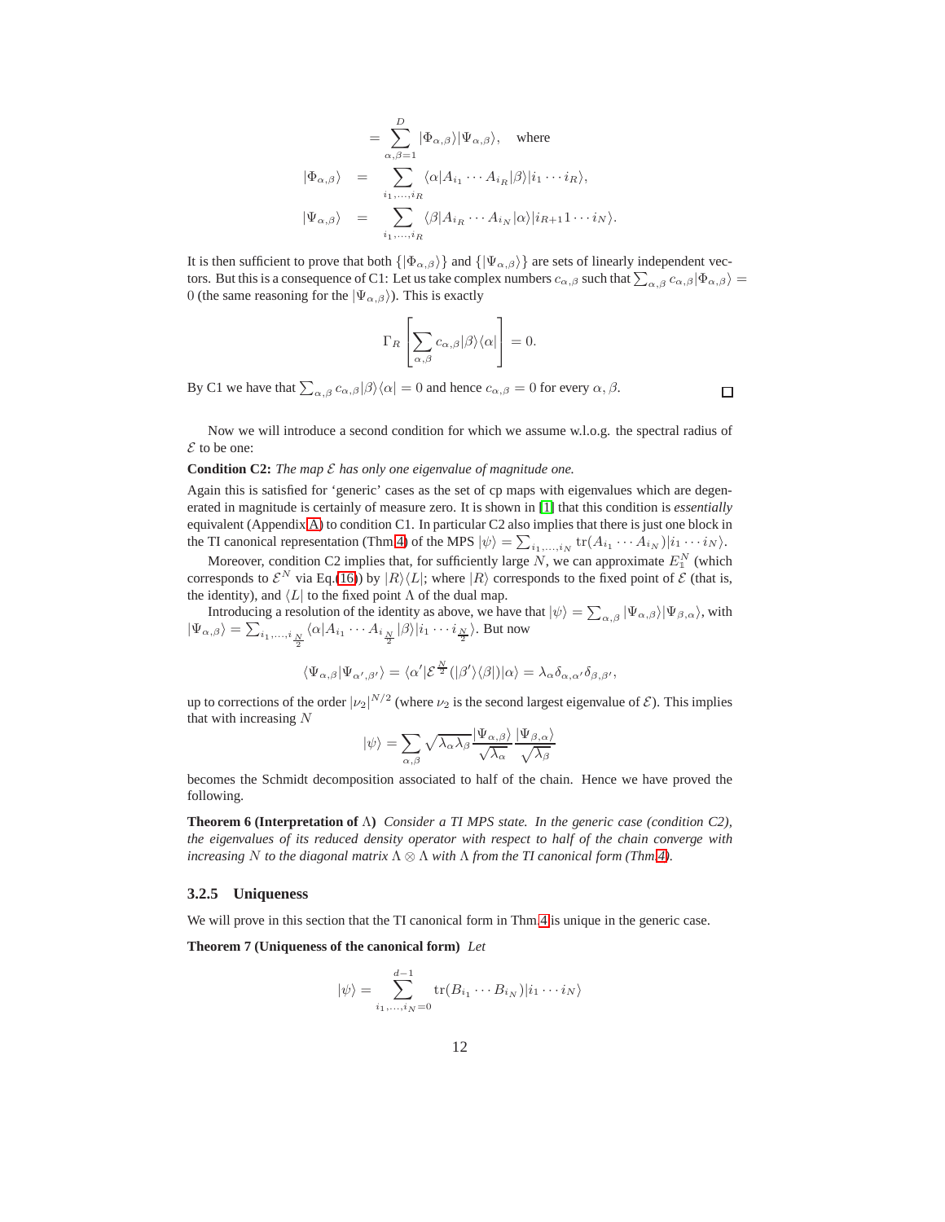$$
\begin{aligned}
&= \sum_{\alpha,\beta=1}^{D} |\Phi_{\alpha,\beta}\rangle|\Psi_{\alpha,\beta}\rangle, \quad \text{where} \\
|\Phi_{\alpha,\beta}\rangle &= \sum_{i_1,\ldots,i_R} \langle\alpha|A_{i_1}\cdots A_{i_R}|\beta\rangle|i_1\cdots i_R\rangle, \\
|\Psi_{\alpha,\beta}\rangle &= \sum_{i_1,\ldots,i_R} \langle\beta|A_{i_R}\cdots A_{i_N}|\alpha\rangle|i_{R+1}1\cdots i_N\rangle.
\end{aligned}
$$

It is then sufficient to prove that both $\{|\Phi_{\alpha,\beta}\rangle\}$ and $\{|\Psi_{\alpha,\beta}\rangle\}$ are sets of linearly independent vectors. But this is a consequence of C1: Let us take complex numbers $c_{\alpha,\beta}$ such that $\sum_{\alpha,\beta} c_{\alpha,\beta}|\Phi_{\alpha,\beta}\rangle = 0$ (the same reasoning for the $|\Psi_{\alpha,\beta}\rangle$). This is exactly

$$
\Gamma_R\left[\sum_{\alpha,\beta} c_{\alpha,\beta}|\beta\rangle\langle\alpha|\right] = 0.
$$

By C1 we have that $\sum_{\alpha,\beta} c_{\alpha,\beta}|\beta\rangle\langle\alpha| = 0$ and hence $c_{\alpha,\beta} = 0$ for every $\alpha,\beta$. □

Now we will introduce a second condition for which we assume w.l.o.g. the spectral radius of $\mathcal{E}$ to be one:

**Condition C2:** *The map $\mathcal{E}$ has only one eigenvalue of magnitude one.*

Again this is satisfied for 'generic' cases as the set of cp maps with eigenvalues which are degenerated in magnitude is certainly of measure zero. It is shown in [1] that this condition is *essentially* equivalent (Appendix A) to condition C1. In particular C2 also implies that there is just one block in the TI canonical representation (Thm 4) of the MPS $|\psi\rangle = \sum_{i_1,\ldots,i_N} \operatorname{tr}(A_{i_1}\cdots A_{i_N})|i_1\cdots i_N\rangle$.

Moreover, condition C2 implies that, for sufficiently large $N$, we can approximate $E_{\mathbb{1}}^N$ (which corresponds to $\mathcal{E}^N$ via Eq.(16)) by $|R\rangle\langle L|$; where $|R\rangle$ corresponds to the fixed point of $\mathcal{E}$ (that is, the identity), and $\langle L|$ to the fixed point $\Lambda$ of the dual map.

Introducing a resolution of the identity as above, we have that $|\psi\rangle = \sum_{\alpha,\beta}|\Psi_{\alpha,\beta}\rangle|\Psi_{\beta,\alpha}\rangle$, with $|\Psi_{\alpha,\beta}\rangle = \sum_{i_1,\ldots,i_{\frac{N}{2}}} \langle\alpha|A_{i_1}\cdots A_{i_{\frac{N}{2}}}|\beta\rangle|i_1\cdots i_{\frac{N}{2}}\rangle$. But now

$$
\langle\Psi_{\alpha,\beta}|\Psi_{\alpha',\beta'}\rangle = \langle\alpha'|\mathcal{E}^{\frac{N}{2}}(|\beta'\rangle\langle\beta|)|\alpha\rangle = \lambda_\alpha\delta_{\alpha,\alpha'}\delta_{\beta,\beta'},
$$

up to corrections of the order $|\nu_2|^{N/2}$ (where $\nu_2$ is the second largest eigenvalue of $\mathcal{E}$). This implies that with increasing $N$

$$
|\psi\rangle = \sum_{\alpha,\beta}\sqrt{\lambda_\alpha\lambda_\beta}\frac{|\Psi_{\alpha,\beta}\rangle}{\sqrt{\lambda_\alpha}}\frac{|\Psi_{\beta,\alpha}\rangle}{\sqrt{\lambda_\beta}}
$$

becomes the Schmidt decomposition associated to half of the chain. Hence we have proved the following.

**Theorem 6 (Interpretation of $\Lambda$)** *Consider a TI MPS state. In the generic case (condition C2), the eigenvalues of its reduced density operator with respect to half of the chain converge with increasing $N$ to the diagonal matrix $\Lambda\otimes\Lambda$ with $\Lambda$ from the TI canonical form (Thm.4).*

### 3.2.5 Uniqueness

We will prove in this section that the TI canonical form in Thm 4 is unique in the generic case.

**Theorem 7 (Uniqueness of the canonical form)** *Let*

$$
|\psi\rangle = \sum_{i_1,\ldots,i_N=0}^{d-1} \operatorname{tr}(B_{i_1}\cdots B_{i_N})|i_1\cdots i_N\rangle
$$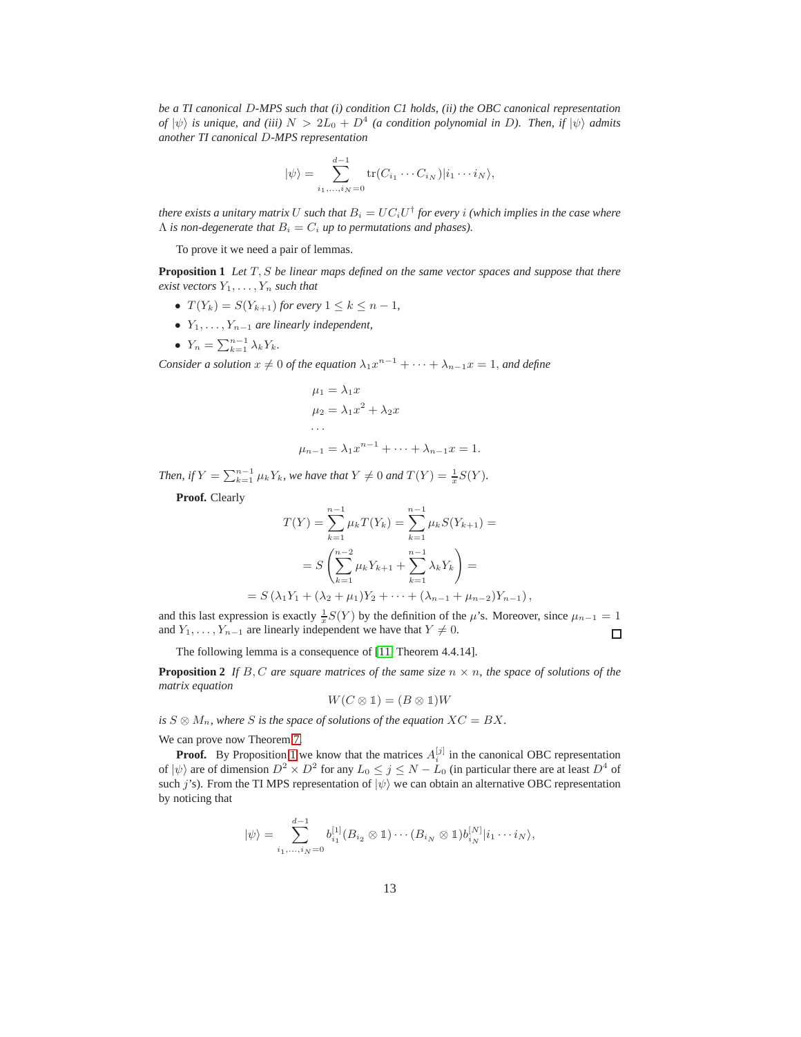*be a TI canonical $D$-MPS such that (i) condition C1 holds, (ii) the OBC canonical representation of $|\psi\rangle$ is unique, and (iii) $N > 2L_0 + D^4$ (a condition polynomial in $D$). Then, if $|\psi\rangle$ admits another TI canonical $D$-MPS representation*

$$|\psi\rangle = \sum_{i_1,\ldots,i_N=0}^{d-1} \operatorname{tr}(C_{i_1}\cdots C_{i_N})|i_1\cdots i_N\rangle,$$

*there exists a unitary matrix $U$ such that $B_i = UC_iU^\dagger$ for every $i$ (which implies in the case where $\Lambda$ is non-degenerate that $B_i = C_i$ up to permutations and phases).*

To prove it we need a pair of lemmas.

**Proposition 1** *Let $T, S$ be linear maps defined on the same vector spaces and suppose that there exist vectors $Y_1, \ldots, Y_n$ such that*

- *$T(Y_k) = S(Y_{k+1})$ for every $1 \leq k \leq n-1$,*
- *$Y_1, \ldots, Y_{n-1}$ are linearly independent,*
- *$Y_n = \sum_{k=1}^{n-1} \lambda_k Y_k$.*

*Consider a solution $x \neq 0$ of the equation $\lambda_1 x^{n-1} + \cdots + \lambda_{n-1}x = 1$, and define*

$$\begin{aligned}
\mu_1 &= \lambda_1 x \\
\mu_2 &= \lambda_1 x^2 + \lambda_2 x \\
\cdots \\
\mu_{n-1} &= \lambda_1 x^{n-1} + \cdots + \lambda_{n-1}x = 1.
\end{aligned}$$

*Then, if $Y = \sum_{k=1}^{n-1} \mu_k Y_k$, we have that $Y \neq 0$ and $T(Y) = \frac{1}{x}S(Y)$.*

**Proof.** Clearly

$$T(Y) = \sum_{k=1}^{n-1} \mu_k T(Y_k) = \sum_{k=1}^{n-1} \mu_k S(Y_{k+1}) =$$

$$= S\left(\sum_{k=1}^{n-2} \mu_k Y_{k+1} + \sum_{k=1}^{n-1} \lambda_k Y_k\right) =$$

$$= S\left(\lambda_1 Y_1 + (\lambda_2 + \mu_1)Y_2 + \cdots + (\lambda_{n-1} + \mu_{n-2})Y_{n-1}\right),$$

and this last expression is exactly $\frac{1}{x}S(Y)$ by the definition of the $\mu$'s. Moreover, since $\mu_{n-1} = 1$ and $Y_1, \ldots, Y_{n-1}$ are linearly independent we have that $Y \neq 0$. □

The following lemma is a consequence of [11, Theorem 4.4.14].

**Proposition 2** *If $B, C$ are square matrices of the same size $n \times n$, the space of solutions of the matrix equation*

$$W(C \otimes \mathbb{1}) = (B \otimes \mathbb{1})W$$

*is $S \otimes M_n$, where $S$ is the space of solutions of the equation $XC = BX$.*

We can prove now Theorem 7.

**Proof.** By Proposition 1 we know that the matrices $A_i^{[j]}$ in the canonical OBC representation of $|\psi\rangle$ are of dimension $D^2 \times D^2$ for any $L_0 \leq j \leq N - L_0$ (in particular there are at least $D^4$ of such $j$'s). From the TI MPS representation of $|\psi\rangle$ we can obtain an alternative OBC representation by noticing that

$$|\psi\rangle = \sum_{i_1,\ldots,i_N=0}^{d-1} b_{i_1}^{[1]}(B_{i_2} \otimes \mathbb{1}) \cdots (B_{i_N} \otimes \mathbb{1}) b_{i_N}^{[N]} |i_1 \cdots i_N\rangle,$$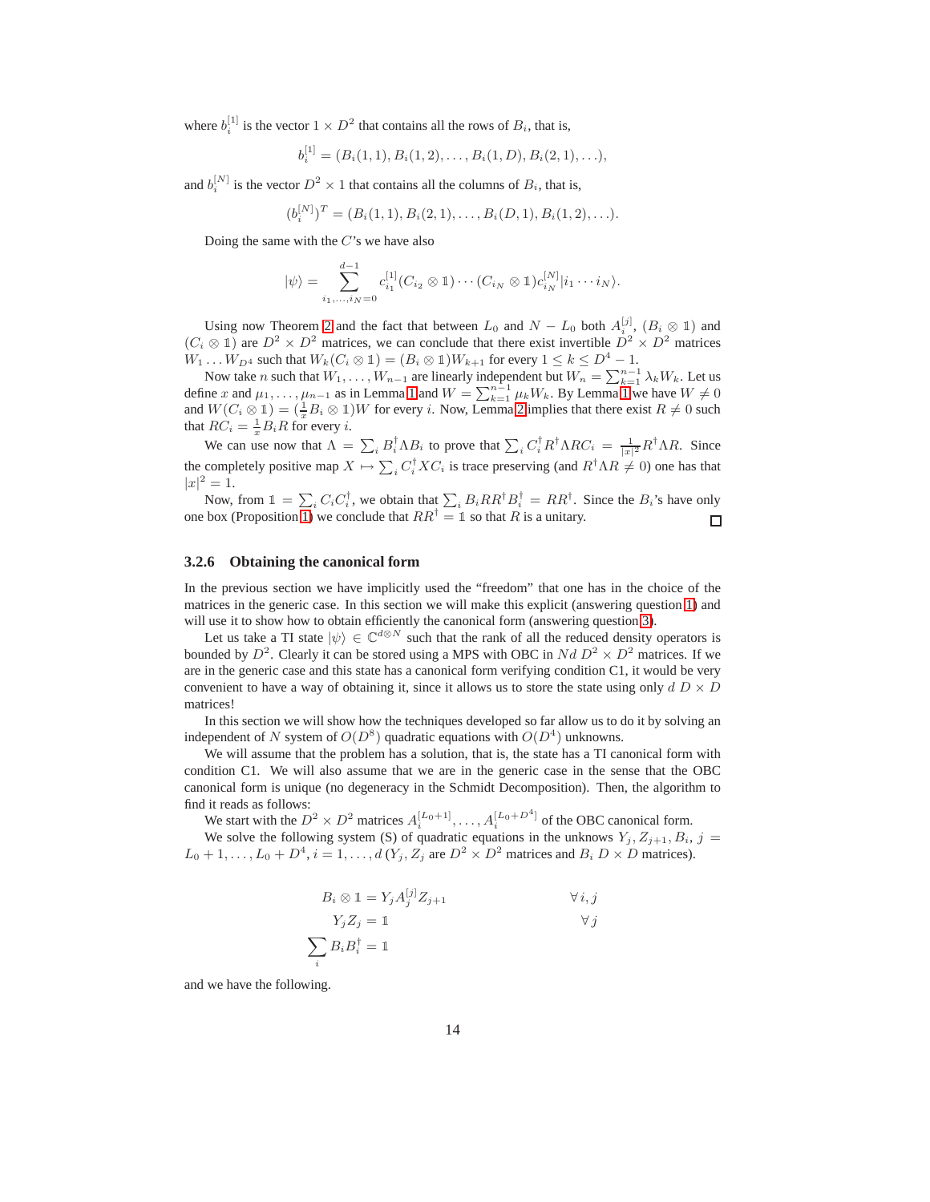where $b_i^{[1]}$ is the vector $1 \times D^2$ that contains all the rows of $B_i$, that is,

$$b_i^{[1]} = (B_i(1,1), B_i(1,2), \ldots, B_i(1,D), B_i(2,1), \ldots),$$

and $b_i^{[N]}$ is the vector $D^2 \times 1$ that contains all the columns of $B_i$, that is,

$$(b_i^{[N]})^T = (B_i(1,1), B_i(2,1), \ldots, B_i(D,1), B_i(1,2), \ldots).$$

Doing the same with the $C$'s we have also

$$|\psi\rangle = \sum_{i_1,\ldots,i_N=0}^{d-1} c_{i_1}^{[1]}(C_{i_2} \otimes \mathbb{1}) \cdots (C_{i_N} \otimes \mathbb{1}) c_{i_N}^{[N]} |i_1 \cdots i_N\rangle.$$

Using now Theorem 2 and the fact that between $L_0$ and $N - L_0$ both $A_i^{[j]}$, $(B_i \otimes \mathbb{1})$ and $(C_i \otimes \mathbb{1})$ are $D^2 \times D^2$ matrices, we can conclude that there exist invertible $D^2 \times D^2$ matrices $W_1 \ldots W_{D^4}$ such that $W_k(C_i \otimes \mathbb{1}) = (B_i \otimes \mathbb{1})W_{k+1}$ for every $1 \leq k \leq D^4 - 1$.

Now take $n$ such that $W_1, \ldots, W_{n-1}$ are linearly independent but $W_n = \sum_{k=1}^{n-1} \lambda_k W_k$. Let us define $x$ and $\mu_1, \ldots, \mu_{n-1}$ as in Lemma 1 and $W = \sum_{k=1}^{n-1} \mu_k W_k$. By Lemma 1 we have $W \neq 0$ and $W(C_i \otimes \mathbb{1}) = (\frac{1}{x} B_i \otimes \mathbb{1})W$ for every $i$. Now, Lemma 2 implies that there exist $R \neq 0$ such that $RC_i = \frac{1}{x} B_i R$ for every $i$.

We can use now that $\Lambda = \sum_i B_i^\dagger \Lambda B_i$ to prove that $\sum_i C_i^\dagger R^\dagger \Lambda R C_i = \frac{1}{|x|^2} R^\dagger \Lambda R$. Since the completely positive map $X \mapsto \sum_i C_i^\dagger X C_i$ is trace preserving (and $R^\dagger \Lambda R \neq 0$) one has that $|x|^2 = 1$.

Now, from $\mathbb{1} = \sum_i C_i C_i^\dagger$, we obtain that $\sum_i B_i R R^\dagger B_i^\dagger = R R^\dagger$. Since the $B_i$'s have only one box (Proposition 1) we conclude that $RR^\dagger = \mathbb{1}$ so that $R$ is a unitary. □

### 3.2.6 Obtaining the canonical form

In the previous section we have implicitly used the "freedom" that one has in the choice of the matrices in the generic case. In this section we will make this explicit (answering question 1) and will use it to show how to obtain efficiently the canonical form (answering question 3).

Let us take a TI state $|\psi\rangle \in \mathbb{C}^{d \otimes N}$ such that the rank of all the reduced density operators is bounded by $D^2$. Clearly it can be stored using a MPS with OBC in $Nd$ $D^2 \times D^2$ matrices. If we are in the generic case and this state has a canonical form verifying condition C1, it would be very convenient to have a way of obtaining it, since it allows us to store the state using only $d$ $D \times D$ matrices!

In this section we will show how the techniques developed so far allow us to do it by solving an independent of $N$ system of $O(D^8)$ quadratic equations with $O(D^4)$ unknowns.

We will assume that the problem has a solution, that is, the state has a TI canonical form with condition C1. We will also assume that we are in the generic case in the sense that the OBC canonical form is unique (no degeneracy in the Schmidt Decomposition). Then, the algorithm to find it reads as follows:

We start with the $D^2 \times D^2$ matrices $A_i^{[L_0+1]}, \ldots, A_i^{[L_0+D^4]}$ of the OBC canonical form.

We solve the following system (S) of quadratic equations in the unknowns $Y_j, Z_{j+1}, B_i$, $j = L_0 + 1, \ldots, L_0 + D^4$, $i = 1, \ldots, d$ ($Y_j, Z_j$ are $D^2 \times D^2$ matrices and $B_i$ $D \times D$ matrices).

$$\begin{aligned}
B_i \otimes \mathbb{1} &= Y_j A_j^{[j]} Z_{j+1} && \forall\, i, j \\
Y_j Z_j &= \mathbb{1} && \forall\, j \\
\sum_i B_i B_i^\dagger &= \mathbb{1}
\end{aligned}$$

and we have the following.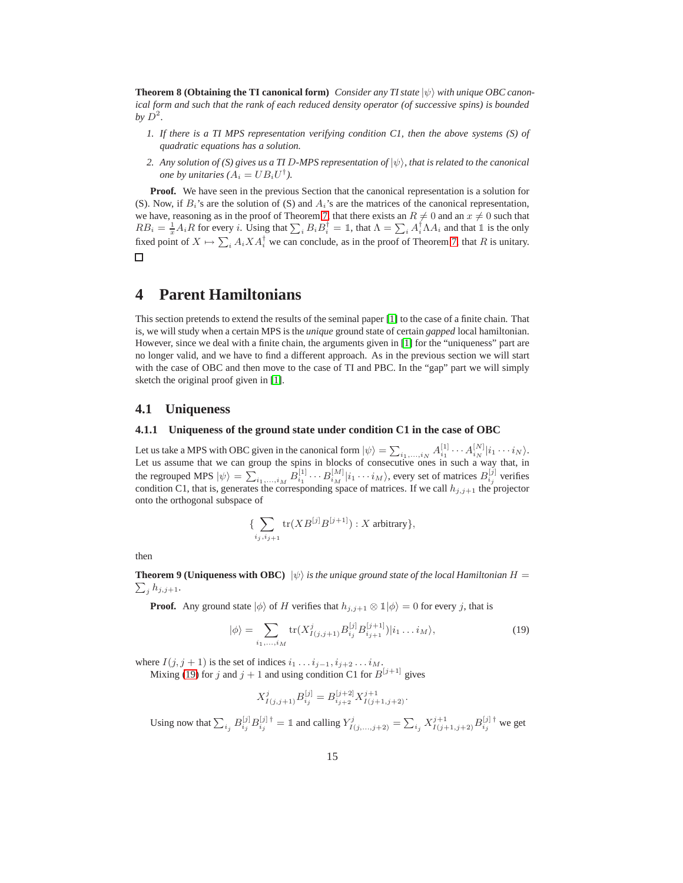**Theorem 8 (Obtaining the TI canonical form)** *Consider any TI state $|\psi\rangle$ with unique OBC canonical form and such that the rank of each reduced density operator (of successive spins) is bounded by $D^2$.*

1. *If there is a TI MPS representation verifying condition C1, then the above systems (S) of quadratic equations has a solution.*
2. *Any solution of (S) gives us a TI $D$-MPS representation of $|\psi\rangle$, that is related to the canonical one by unitaries ($A_i = UB_iU^\dagger$).*

**Proof.** We have seen in the previous Section that the canonical representation is a solution for (S). Now, if $B_i$'s are the solution of (S) and $A_i$'s are the matrices of the canonical representation, we have, reasoning as in the proof of Theorem 7, that there exists an $R \neq 0$ and an $x \neq 0$ such that $RB_i = \frac{1}{x}A_iR$ for every $i$. Using that $\sum_i B_iB_i^\dagger = \mathbb{1}$, that $\Lambda = \sum_i A_i^\dagger \Lambda A_i$ and that $\mathbb{1}$ is the only fixed point of $X \mapsto \sum_i A_iXA_i^\dagger$ we can conclude, as in the proof of Theorem 7, that $R$ is unitary. $\square$

# 4 Parent Hamiltonians

This section pretends to extend the results of the seminal paper [1] to the case of a finite chain. That is, we will study when a certain MPS is the *unique* ground state of certain *gapped* local hamiltonian. However, since we deal with a finite chain, the arguments given in [1] for the "uniqueness" part are no longer valid, and we have to find a different approach. As in the previous section we will start with the case of OBC and then move to the case of TI and PBC. In the "gap" part we will simply sketch the original proof given in [1].

## 4.1 Uniqueness

### 4.1.1 Uniqueness of the ground state under condition C1 in the case of OBC

Let us take a MPS with OBC given in the canonical form $|\psi\rangle = \sum_{i_1,\dots,i_N} A_{i_1}^{[1]} \cdots A_{i_N}^{[N]} |i_1 \cdots i_N\rangle$. Let us assume that we can group the spins in blocks of consecutive ones in such a way that, in the regrouped MPS $|\psi\rangle = \sum_{i_1,\dots,i_M} B_{i_1}^{[1]} \cdots B_{i_M}^{[M]} |i_1 \cdots i_M\rangle$, every set of matrices $B_{i_j}^{[j]}$ verifies condition C1, that is, generates the corresponding space of matrices. If we call $h_{j,j+1}$ the projector onto the orthogonal subspace of

$$\{\sum_{i_j,i_{j+1}} \operatorname{tr}(XB^{[j]}B^{[j+1]}) : X \text{ arbitrary}\},$$

then

**Theorem 9 (Uniqueness with OBC)** *$|\psi\rangle$ is the unique ground state of the local Hamiltonian $H = \sum_j h_{j,j+1}$.*

**Proof.** Any ground state $|\phi\rangle$ of $H$ verifies that $h_{j,j+1} \otimes \mathbb{1}|\phi\rangle = 0$ for every $j$, that is

$$|\phi\rangle = \sum_{i_1,\dots,i_M} \operatorname{tr}(X^j_{I(j,j+1)} B_{i_j}^{[j]} B_{i_{j+1}}^{[j+1]}) |i_1 \dots i_M\rangle, \tag{19}$$

where $I(j,j+1)$ is the set of indices $i_1 \dots i_{j-1}, i_{j+2} \dots i_M$.

Mixing (19) for $j$ and $j+1$ and using condition C1 for $B^{[j+1]}$ gives

$$X^j_{I(j,j+1)} B_{i_j}^{[j]} = B_{i_{j+2}}^{[j+2]} X^{j+1}_{I(j+1,j+2)}.$$

Using now that $\sum_{i_j} B_{i_j}^{[j]} B_{i_j}^{[j]\,\dagger} = \mathbb{1}$ and calling $Y^j_{I(j,\dots,j+2)} = \sum_{i_j} X^{j+1}_{I(j+1,j+2)} B_{i_j}^{[j]\,\dagger}$ we get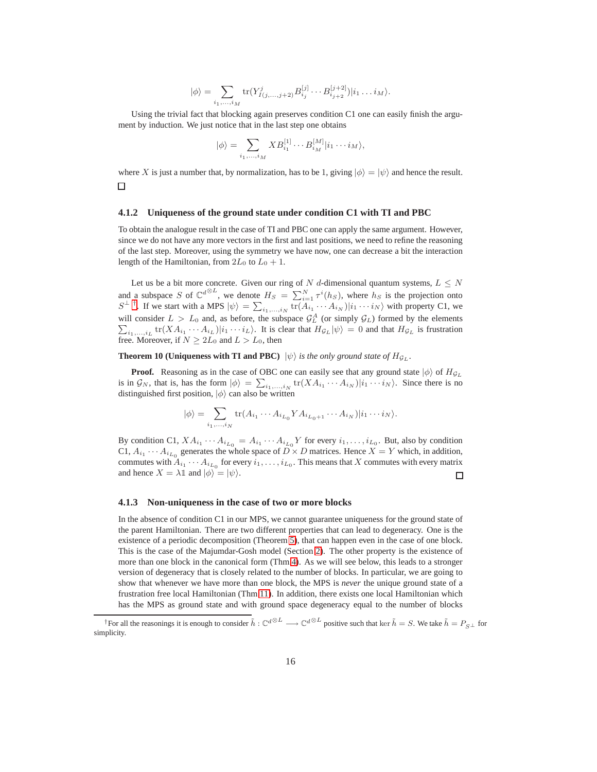$$|\phi\rangle = \sum_{i_1,\ldots,i_M} \operatorname{tr}(Y^j_{I(j,\ldots,j+2)} B^{[j]}_{i_j} \cdots B^{[j+2]}_{i_{j+2}})|i_1 \ldots i_M\rangle.$$

Using the trivial fact that blocking again preserves condition C1 one can easily finish the argument by induction. We just notice that in the last step one obtains

$$|\phi\rangle = \sum_{i_1,\ldots,i_M} X B^{[1]}_{i_1} \cdots B^{[M]}_{i_M} |i_1 \cdots i_M\rangle,$$

where $X$ is just a number that, by normalization, has to be 1, giving $|\phi\rangle = |\psi\rangle$ and hence the result. □

#### 4.1.2 Uniqueness of the ground state under condition C1 with TI and PBC

To obtain the analogue result in the case of TI and PBC one can apply the same argument. However, since we do not have any more vectors in the first and last positions, we need to refine the reasoning of the last step. Moreover, using the symmetry we have now, one can decrease a bit the interaction length of the Hamiltonian, from $2L_0$ to $L_0 + 1$.

Let us be a bit more concrete. Given our ring of $N$ $d$-dimensional quantum systems, $L \le N$ and a subspace $S$ of $\mathbb{C}^{d^{\otimes L}}$, we denote $H_S = \sum_{i=1}^N \tau^i(h_S)$, where $h_S$ is the projection onto $S^\perp$ [†]. If we start with a MPS $|\psi\rangle = \sum_{i_1,\ldots,i_N} \operatorname{tr}(A_{i_1} \cdots A_{i_N})|i_1 \cdots i_N\rangle$ with property C1, we will consider $L > L_0$ and, as before, the subspace $\mathcal{G}^A_L$ (or simply $\mathcal{G}_L$) formed by the elements $\sum_{i_1,\ldots,i_L} \operatorname{tr}(X A_{i_1} \cdots A_{i_L})|i_1 \cdots i_L\rangle$. It is clear that $H_{\mathcal{G}_L}|\psi\rangle = 0$ and that $H_{\mathcal{G}_L}$ is frustration free. Moreover, if $N \ge 2L_0$ and $L > L_0$, then

**Theorem 10 (Uniqueness with TI and PBC)** *$|\psi\rangle$ is the only ground state of $H_{\mathcal{G}_L}$.*

**Proof.** Reasoning as in the case of OBC one can easily see that any ground state $|\phi\rangle$ of $H_{\mathcal{G}_L}$ is in $\mathcal{G}_N$, that is, has the form $|\phi\rangle = \sum_{i_1,\ldots,i_N} \operatorname{tr}(X A_{i_1} \cdots A_{i_N})|i_1 \cdots i_N\rangle$. Since there is no distinguished first position, $|\phi\rangle$ can also be written

$$|\phi\rangle = \sum_{i_1,\ldots,i_N} \operatorname{tr}(A_{i_1} \cdots A_{i_{L_0}} Y A_{i_{L_0+1}} \cdots A_{i_N})|i_1 \cdots i_N\rangle.$$

By condition C1, $X A_{i_1} \cdots A_{i_{L_0}} = A_{i_1} \cdots A_{i_{L_0}} Y$ for every $i_1, \ldots, i_{L_0}$. But, also by condition C1, $A_{i_1} \cdots A_{i_{L_0}}$ generates the whole space of $D \times D$ matrices. Hence $X = Y$ which, in addition, commutes with $A_{i_1} \cdots A_{i_{L_0}}$ for every $i_1, \ldots, i_{L_0}$. This means that $X$ commutes with every matrix and hence $X = \lambda \mathbb{1}$ and $|\phi\rangle = |\psi\rangle$. □

#### 4.1.3 Non-uniqueness in the case of two or more blocks

In the absence of condition C1 in our MPS, we cannot guarantee uniqueness for the ground state of the parent Hamiltonian. There are two different properties that can lead to degeneracy. One is the existence of a periodic decomposition (Theorem 5), that can happen even in the case of one block. This is the case of the Majumdar-Gosh model (Section 2). The other property is the existence of more than one block in the canonical form (Thm 4). As we will see below, this leads to a stronger version of degeneracy that is closely related to the number of blocks. In particular, we are going to show that whenever we have more than one block, the MPS is *never* the unique ground state of a frustration free local Hamiltonian (Thm 11). In addition, there exists one local Hamiltonian which has the MPS as ground state and with ground space degeneracy equal to the number of blocks

[†] For all the reasonings it is enough to consider $\tilde{h} : \mathbb{C}^{d^{\otimes L}} \longrightarrow \mathbb{C}^{d^{\otimes L}}$ positive such that $\ker \tilde{h} = S$. We take $\tilde{h} = P_{S^\perp}$ for simplicity.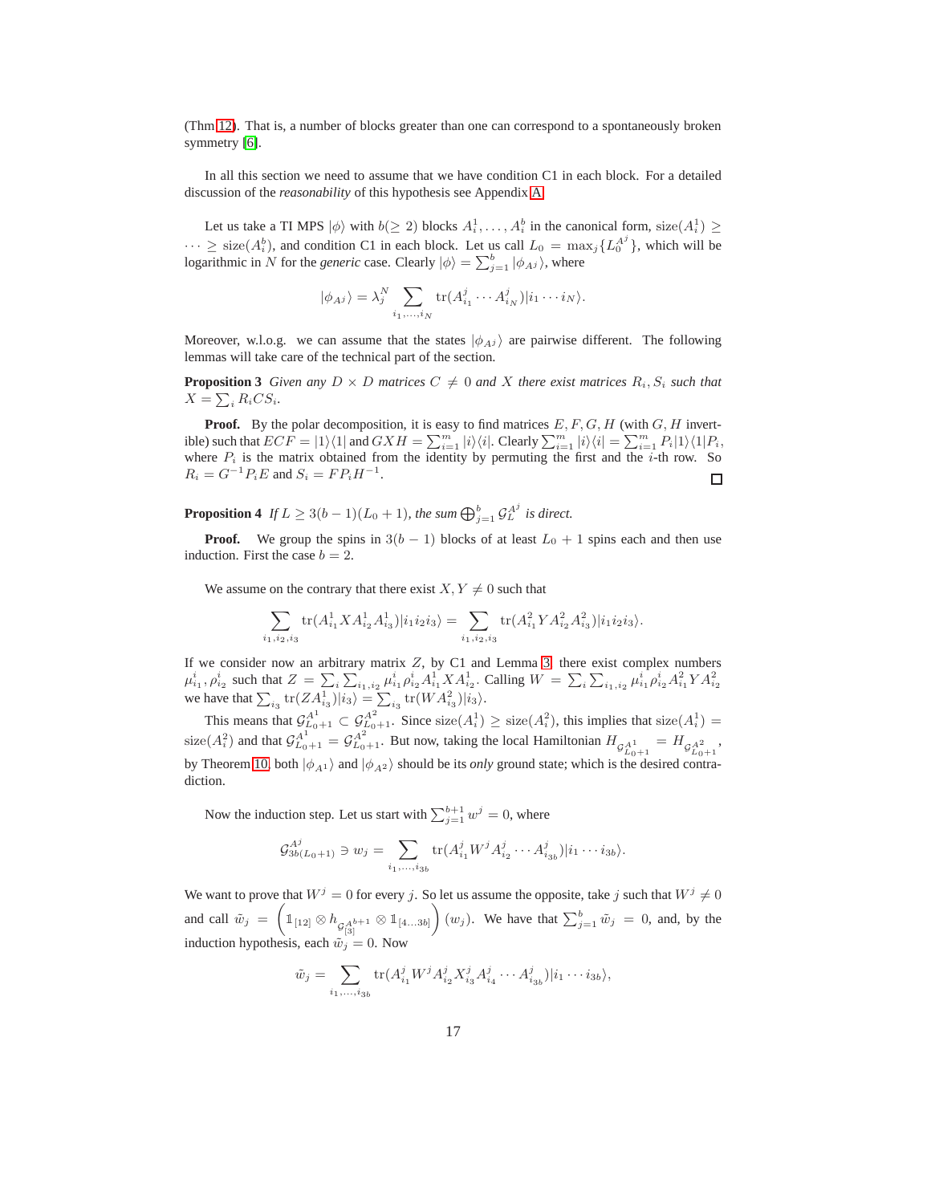(Thm 12). That is, a number of blocks greater than one can correspond to a spontaneously broken symmetry [6].

In all this section we need to assume that we have condition C1 in each block. For a detailed discussion of the *reasonability* of this hypothesis see Appendix A.

Let us take a TI MPS $|\phi\rangle$ with $b(\geq 2)$ blocks $A_i^1, \ldots, A_i^b$ in the canonical form, $\mathrm{size}(A_i^1) \geq \cdots \geq \mathrm{size}(A_i^b)$, and condition C1 in each block. Let us call $L_0 = \max_j \{L_0^{A^j}\}$, which will be logarithmic in $N$ for the *generic* case. Clearly $|\phi\rangle = \sum_{j=1}^b |\phi_{A^j}\rangle$, where

$$|\phi_{A^j}\rangle = \lambda_j^N \sum_{i_1,\ldots,i_N} \mathrm{tr}(A_{i_1}^j \cdots A_{i_N}^j)|i_1 \cdots i_N\rangle.$$

Moreover, w.l.o.g. we can assume that the states $|\phi_{A^j}\rangle$ are pairwise different. The following lemmas will take care of the technical part of the section.

**Proposition 3** *Given any $D \times D$ matrices $C \neq 0$ and $X$ there exist matrices $R_i, S_i$ such that $X = \sum_i R_i C S_i$.*

**Proof.** By the polar decomposition, it is easy to find matrices $E, F, G, H$ (with $G, H$ invertible) such that $ECF = |1\rangle\langle 1|$ and $GXH = \sum_{i=1}^m |i\rangle\langle i|$. Clearly $\sum_{i=1}^m |i\rangle\langle i| = \sum_{i=1}^m P_i|1\rangle\langle 1|P_i$, where $P_i$ is the matrix obtained from the identity by permuting the first and the $i$-th row. So $R_i = G^{-1}P_iE$ and $S_i = FP_iH^{-1}$. □

**Proposition 4** *If $L \geq 3(b-1)(L_0+1)$, the sum $\bigoplus_{j=1}^b \mathcal{G}_L^{A^j}$ is direct.*

**Proof.** We group the spins in $3(b-1)$ blocks of at least $L_0 + 1$ spins each and then use induction. First the case $b = 2$.

We assume on the contrary that there exist $X, Y \neq 0$ such that

$$\sum_{i_1,i_2,i_3} \mathrm{tr}(A_{i_1}^1 X A_{i_2}^1 A_{i_3}^1)|i_1 i_2 i_3\rangle = \sum_{i_1,i_2,i_3} \mathrm{tr}(A_{i_1}^2 Y A_{i_2}^2 A_{i_3}^2)|i_1 i_2 i_3\rangle.$$

If we consider now an arbitrary matrix $Z$, by C1 and Lemma 3, there exist complex numbers $\mu_{i_1}^i, \rho_{i_2}^i$ such that $Z = \sum_i \sum_{i_1,i_2} \mu_{i_1}^i \rho_{i_2}^i A_{i_1}^1 X A_{i_2}^1$. Calling $W = \sum_i \sum_{i_1,i_2} \mu_{i_1}^i \rho_{i_2}^i A_{i_1}^2 Y A_{i_2}^2$ we have that $\sum_{i_3} \mathrm{tr}(Z A_{i_3}^1)|i_3\rangle = \sum_{i_3} \mathrm{tr}(W A_{i_3}^2)|i_3\rangle$.

This means that $\mathcal{G}_{L_0+1}^{A^1} \subset \mathcal{G}_{L_0+1}^{A^2}$. Since $\mathrm{size}(A_i^1) \geq \mathrm{size}(A_i^2)$, this implies that $\mathrm{size}(A_i^1) = \mathrm{size}(A_i^2)$ and that $\mathcal{G}_{L_0+1}^{A^1} = \mathcal{G}_{L_0+1}^{A^2}$. But now, taking the local Hamiltonian $H_{\mathcal{G}_{L_0+1}^{A^1}} = H_{\mathcal{G}_{L_0+1}^{A^2}}$, by Theorem 10, both $|\phi_{A^1}\rangle$ and $|\phi_{A^2}\rangle$ should be its *only* ground state; which is the desired contradiction.

Now the induction step. Let us start with $\sum_{j=1}^{b+1} w^j = 0$, where

$$\mathcal{G}_{3b(L_0+1)}^{A^j} \ni w_j = \sum_{i_1,\ldots,i_{3b}} \mathrm{tr}(A_{i_1}^j W^j A_{i_2}^j \cdots A_{i_{3b}}^j)|i_1 \cdots i_{3b}\rangle.$$

We want to prove that $W^j = 0$ for every $j$. So let us assume the opposite, take $j$ such that $W^j \neq 0$ and call $\tilde{w}_j = \left(\mathbb{1}_{[12]} \otimes h_{\mathcal{G}_{[3]}^{A^{b+1}}} \otimes \mathbb{1}_{[4\ldots 3b]}\right)(w_j)$. We have that $\sum_{j=1}^b \tilde{w}_j = 0$, and, by the induction hypothesis, each $\tilde{w}_j = 0$. Now

$$\tilde{w}_j = \sum_{i_1,\ldots,i_{3b}} \mathrm{tr}(A_{i_1}^j W^j A_{i_2}^j X_{i_3}^j A_{i_4}^j \cdots A_{i_{3b}}^j)|i_1 \cdots i_{3b}\rangle,$$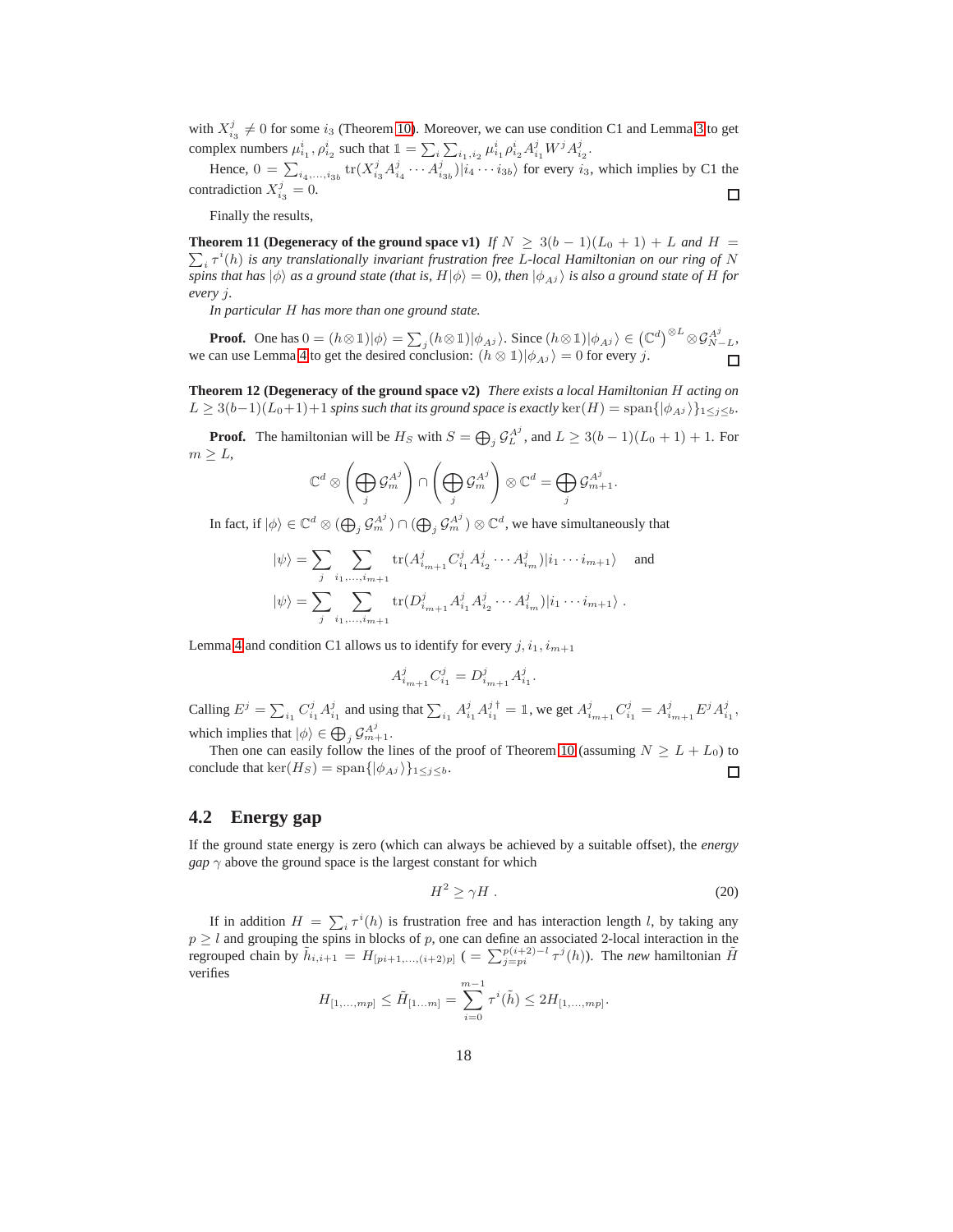with $X^j_{i_3} \neq 0$ for some $i_3$ (Theorem 10). Moreover, we can use condition C1 and Lemma 3 to get complex numbers $\mu^i_{i_1}, \rho^i_{i_2}$ such that $\mathbb{1} = \sum_i \sum_{i_1,i_2} \mu^i_{i_1} \rho^i_{i_2} A^j_{i_1} W^j A^j_{i_2}$.

Hence, $0 = \sum_{i_4,\ldots,i_{3b}} \mathrm{tr}(X^j_{i_3} A^j_{i_4} \cdots A^j_{i_{3b}}) |i_4 \cdots i_{3b}\rangle$ for every $i_3$, which implies by C1 the contradiction $X^j_{i_3} = 0$. □

Finally the results,

**Theorem 11 (Degeneracy of the ground space v1)** *If $N \geq 3(b-1)(L_0+1) + L$ and $H = \sum_i \tau^i(h)$ is any translationally invariant frustration free $L$-local Hamiltonian on our ring of $N$ spins that has $|\phi\rangle$ as a ground state (that is, $H|\phi\rangle = 0$), then $|\phi_{A^j}\rangle$ is also a ground state of $H$ for every $j$.*

*In particular $H$ has more than one ground state.*

**Proof.** One has $0 = (h \otimes \mathbb{1})|\phi\rangle = \sum_j (h \otimes \mathbb{1})|\phi_{A^j}\rangle$. Since $(h \otimes \mathbb{1})|\phi_{A^j}\rangle \in \left(\mathbb{C}^d\right)^{\otimes L} \otimes \mathcal{G}^{A^j}_{N-L}$, we can use Lemma 4 to get the desired conclusion: $(h \otimes \mathbb{1})|\phi_{A^j}\rangle = 0$ for every $j$. □

**Theorem 12 (Degeneracy of the ground space v2)** *There exists a local Hamiltonian $H$ acting on $L \geq 3(b-1)(L_0+1)+1$ spins such that its ground space is exactly $\ker(H) = \mathrm{span}\{|\phi_{A^j}\rangle\}_{1 \leq j \leq b}$.*

**Proof.** The hamiltonian will be $H_S$ with $S = \bigoplus_j \mathcal{G}^{A^j}_L$, and $L \geq 3(b-1)(L_0+1)+1$. For $m \geq L$,

$$\mathbb{C}^d \otimes \left(\bigoplus_j \mathcal{G}^{A^j}_m\right) \cap \left(\bigoplus_j \mathcal{G}^{A^j}_m\right) \otimes \mathbb{C}^d = \bigoplus_j \mathcal{G}^{A^j}_{m+1}.$$

In fact, if $|\phi\rangle \in \mathbb{C}^d \otimes (\bigoplus_j \mathcal{G}^{A^j}_m) \cap (\bigoplus_j \mathcal{G}^{A^j}_m) \otimes \mathbb{C}^d$, we have simultaneously that

$$|\psi\rangle = \sum_j \sum_{i_1,\ldots,i_{m+1}} \mathrm{tr}(A^j_{i_{m+1}} C^j_{i_1} A^j_{i_2} \cdots A^j_{i_m}) |i_1 \cdots i_{m+1}\rangle \quad \text{and}$$

$$|\psi\rangle = \sum_j \sum_{i_1,\ldots,i_{m+1}} \mathrm{tr}(D^j_{i_{m+1}} A^j_{i_1} A^j_{i_2} \cdots A^j_{i_m}) |i_1 \cdots i_{m+1}\rangle \,.$$

Lemma 4 and condition C1 allows us to identify for every $j, i_1, i_{m+1}$

$$A^j_{i_{m+1}} C^j_{i_1} = D^j_{i_{m+1}} A^j_{i_1}.$$

Calling $E^j = \sum_{i_1} C^j_{i_1} A^j_{i_1}$ and using that $\sum_{i_1} A^j_{i_1} A^{j\,\dagger}_{i_1} = \mathbb{1}$, we get $A^j_{i_{m+1}} C^j_{i_1} = A^j_{i_{m+1}} E^j A^j_{i_1}$, which implies that $|\phi\rangle \in \bigoplus_j \mathcal{G}^{A^j}_{m+1}$.

Then one can easily follow the lines of the proof of Theorem 10 (assuming $N \geq L + L_0$) to conclude that $\ker(H_S) = \mathrm{span}\{|\phi_{A^j}\rangle\}_{1 \leq j \leq b}$. □

## 4.2 Energy gap

If the ground state energy is zero (which can always be achieved by a suitable offset), the *energy gap* $\gamma$ above the ground space is the largest constant for which

$$H^2 \geq \gamma H \,. \tag{20}$$

If in addition $H = \sum_i \tau^i(h)$ is frustration free and has interaction length $l$, by taking any $p \geq l$ and grouping the spins in blocks of $p$, one can define an associated 2-local interaction in the regrouped chain by $\tilde{h}_{i,i+1} = H_{[pi+1,\ldots,(i+2)p]}$ $\left(= \sum_{j=pi}^{p(i+2)-l} \tau^j(h)\right)$. The *new* hamiltonian $\tilde{H}$ verifies

$$H_{[1,\ldots,mp]} \leq \tilde{H}_{[1\ldots m]} = \sum_{i=0}^{m-1} \tau^i(\tilde{h}) \leq 2H_{[1,\ldots,mp]}.$$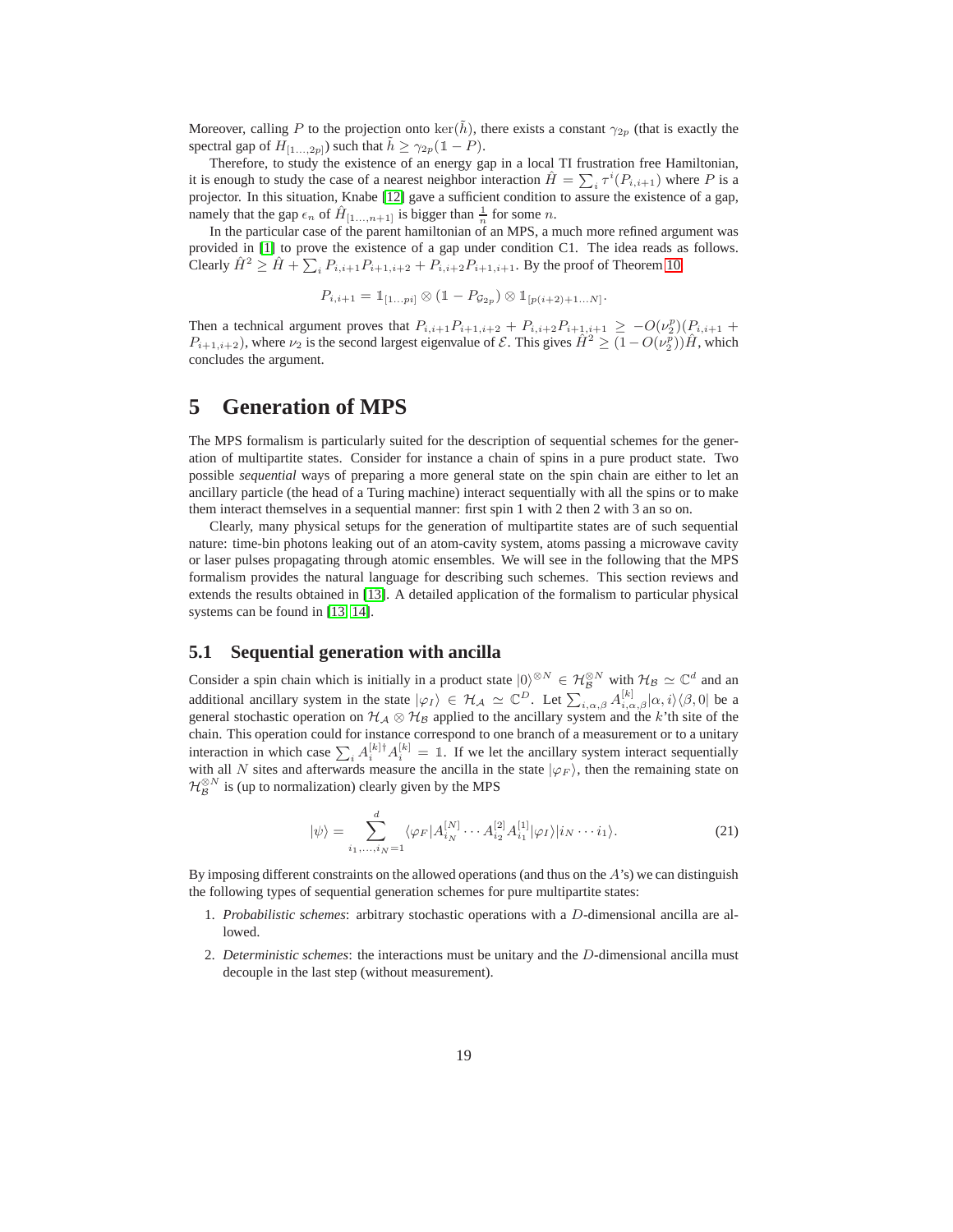Moreover, calling $P$ to the projection onto $\ker(\tilde{h})$, there exists a constant $\gamma_{2p}$ (that is exactly the spectral gap of $H_{[1\ldots,2p]}$) such that $\tilde{h} \geq \gamma_{2p}(\mathbb{1} - P)$.

Therefore, to study the existence of an energy gap in a local TI frustration free Hamiltonian, it is enough to study the case of a nearest neighbor interaction $\hat{H} = \sum_i \tau^i(P_{i,i+1})$ where $P$ is a projector. In this situation, Knabe [12] gave a sufficient condition to assure the existence of a gap, namely that the gap $\epsilon_n$ of $\hat{H}_{[1\ldots,n+1]}$ is bigger than $\frac{1}{n}$ for some $n$.

In the particular case of the parent hamiltonian of an MPS, a much more refined argument was provided in [1] to prove the existence of a gap under condition C1. The idea reads as follows. Clearly $\hat{H}^2 \geq \hat{H} + \sum_i P_{i,i+1}P_{i+1,i+2} + P_{i,i+2}P_{i+1,i+1}$. By the proof of Theorem 10

$$P_{i,i+1} = \mathbb{1}_{[1\ldots pi]} \otimes (\mathbb{1} - P_{\mathcal{G}_{2p}}) \otimes \mathbb{1}_{[p(i+2)+1\ldots N]}.$$

Then a technical argument proves that $P_{i,i+1}P_{i+1,i+2} + P_{i,i+2}P_{i+1,i+1} \geq -O(\nu_2^p)(P_{i,i+1} + P_{i+1,i+2})$, where $\nu_2$ is the second largest eigenvalue of $\mathcal{E}$. This gives $\hat{H}^2 \geq (1 - O(\nu_2^p))\hat{H}$, which concludes the argument.

# 5 Generation of MPS

The MPS formalism is particularly suited for the description of sequential schemes for the generation of multipartite states. Consider for instance a chain of spins in a pure product state. Two possible *sequential* ways of preparing a more general state on the spin chain are either to let an ancillary particle (the head of a Turing machine) interact sequentially with all the spins or to make them interact themselves in a sequential manner: first spin 1 with 2 then 2 with 3 an so on.

Clearly, many physical setups for the generation of multipartite states are of such sequential nature: time-bin photons leaking out of an atom-cavity system, atoms passing a microwave cavity or laser pulses propagating through atomic ensembles. We will see in the following that the MPS formalism provides the natural language for describing such schemes. This section reviews and extends the results obtained in [13]. A detailed application of the formalism to particular physical systems can be found in [13, 14].

## 5.1 Sequential generation with ancilla

Consider a spin chain which is initially in a product state $|0\rangle^{\otimes N} \in \mathcal{H}_{\mathcal{B}}^{\otimes N}$ with $\mathcal{H}_{\mathcal{B}} \simeq \mathbb{C}^d$ and an additional ancillary system in the state $|\varphi_I\rangle \in \mathcal{H}_{\mathcal{A}} \simeq \mathbb{C}^D$. Let $\sum_{i,\alpha,\beta} A_{i,\alpha,\beta}^{[k]} |\alpha, i\rangle\langle\beta, 0|$ be a general stochastic operation on $\mathcal{H}_{\mathcal{A}} \otimes \mathcal{H}_{\mathcal{B}}$ applied to the ancillary system and the $k$'th site of the chain. This operation could for instance correspond to one branch of a measurement or to a unitary interaction in which case $\sum_i A_i^{[k]\dagger} A_i^{[k]} = \mathbb{1}$. If we let the ancillary system interact sequentially with all $N$ sites and afterwards measure the ancilla in the state $|\varphi_F\rangle$, then the remaining state on $\mathcal{H}_{\mathcal{B}}^{\otimes N}$ is (up to normalization) clearly given by the MPS

$$|\psi\rangle = \sum_{i_1,\ldots,i_N=1}^{d} \langle\varphi_F| A_{i_N}^{[N]} \cdots A_{i_2}^{[2]} A_{i_1}^{[1]} |\varphi_I\rangle |i_N \cdots i_1\rangle. \tag{21}$$

By imposing different constraints on the allowed operations (and thus on the $A$'s) we can distinguish the following types of sequential generation schemes for pure multipartite states:

1. *Probabilistic schemes*: arbitrary stochastic operations with a $D$-dimensional ancilla are allowed.
2. *Deterministic schemes*: the interactions must be unitary and the $D$-dimensional ancilla must decouple in the last step (without measurement).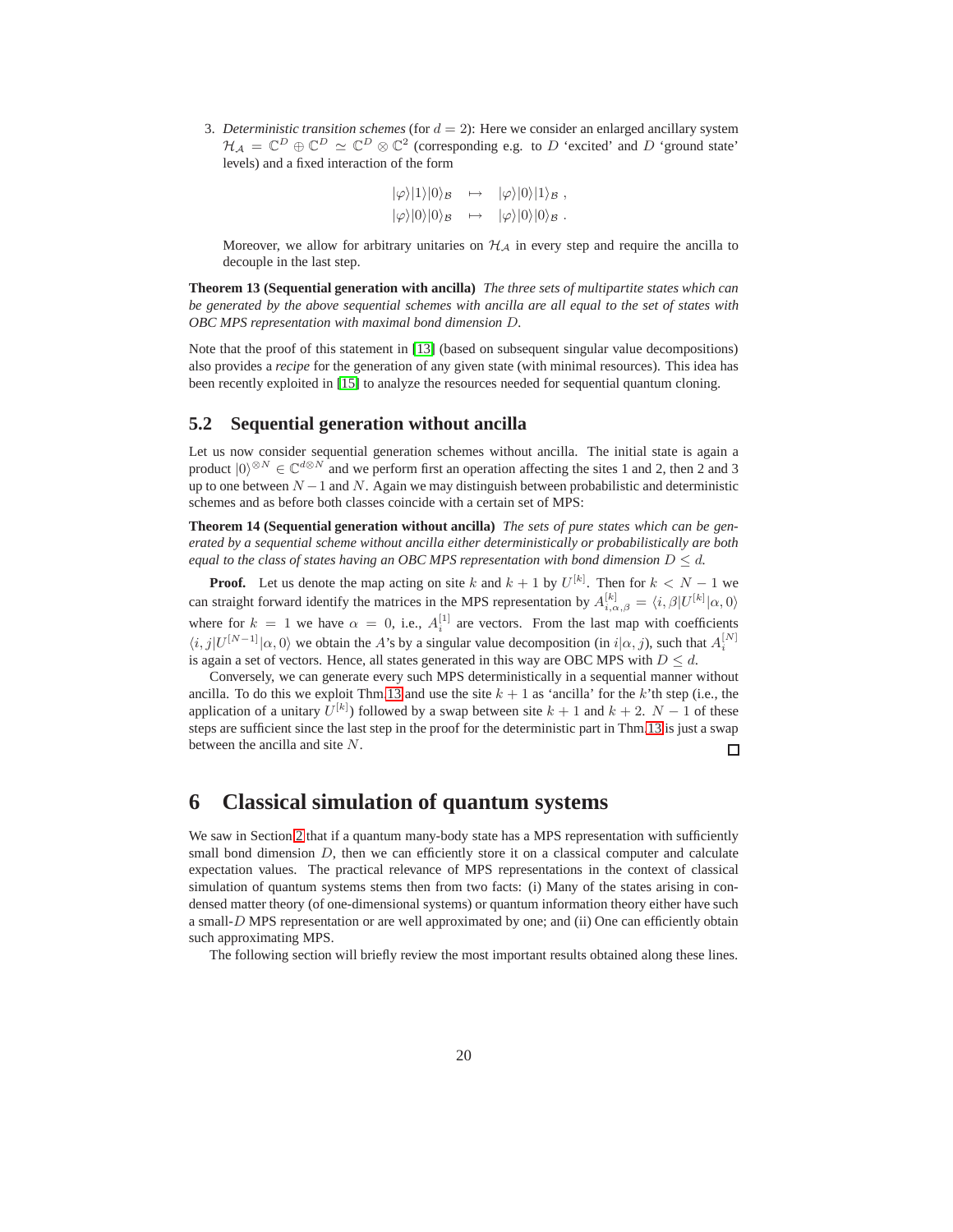3. *Deterministic transition schemes* (for $d = 2$): Here we consider an enlarged ancillary system $\mathcal{H}_\mathcal{A} = \mathbb{C}^D \oplus \mathbb{C}^D \simeq \mathbb{C}^D \otimes \mathbb{C}^2$ (corresponding e.g. to $D$ 'excited' and $D$ 'ground state' levels) and a fixed interaction of the form

$$
\begin{aligned}
|\varphi\rangle|1\rangle|0\rangle_\mathcal{B} &\mapsto |\varphi\rangle|0\rangle|1\rangle_\mathcal{B} \,, \\
|\varphi\rangle|0\rangle|0\rangle_\mathcal{B} &\mapsto |\varphi\rangle|0\rangle|0\rangle_\mathcal{B} \,.
\end{aligned}
$$

Moreover, we allow for arbitrary unitaries on $\mathcal{H}_\mathcal{A}$ in every step and require the ancilla to decouple in the last step.

**Theorem 13 (Sequential generation with ancilla)** *The three sets of multipartite states which can be generated by the above sequential schemes with ancilla are all equal to the set of states with OBC MPS representation with maximal bond dimension $D$.*

Note that the proof of this statement in [13] (based on subsequent singular value decompositions) also provides a *recipe* for the generation of any given state (with minimal resources). This idea has been recently exploited in [15] to analyze the resources needed for sequential quantum cloning.

## 5.2 Sequential generation without ancilla

Let us now consider sequential generation schemes without ancilla. The initial state is again a product $|0\rangle^{\otimes N} \in \mathbb{C}^{d\otimes N}$ and we perform first an operation affecting the sites 1 and 2, then 2 and 3 up to one between $N-1$ and $N$. Again we may distinguish between probabilistic and deterministic schemes and as before both classes coincide with a certain set of MPS:

**Theorem 14 (Sequential generation without ancilla)** *The sets of pure states which can be generated by a sequential scheme without ancilla either deterministically or probabilistically are both equal to the class of states having an OBC MPS representation with bond dimension $D \leq d$.*

**Proof.** Let us denote the map acting on site $k$ and $k+1$ by $U^{[k]}$. Then for $k < N-1$ we can straight forward identify the matrices in the MPS representation by $A^{[k]}_{i,\alpha,\beta} = \langle i, \beta|U^{[k]}|\alpha, 0\rangle$ where for $k = 1$ we have $\alpha = 0$, i.e., $A^{[1]}_i$ are vectors. From the last map with coefficients $\langle i, j|U^{[N-1]}|\alpha, 0\rangle$ we obtain the $A$'s by a singular value decomposition (in $i|\alpha, j$), such that $A^{[N]}_i$ is again a set of vectors. Hence, all states generated in this way are OBC MPS with $D \leq d$.

Conversely, we can generate every such MPS deterministically in a sequential manner without ancilla. To do this we exploit Thm.13 and use the site $k+1$ as 'ancilla' for the $k$'th step (i.e., the application of a unitary $U^{[k]}$) followed by a swap between site $k+1$ and $k+2$. $N-1$ of these steps are sufficient since the last step in the proof for the deterministic part in Thm.13 is just a swap between the ancilla and site $N$. □

# 6 Classical simulation of quantum systems

We saw in Section 2 that if a quantum many-body state has a MPS representation with sufficiently small bond dimension $D$, then we can efficiently store it on a classical computer and calculate expectation values. The practical relevance of MPS representations in the context of classical simulation of quantum systems stems then from two facts: (i) Many of the states arising in condensed matter theory (of one-dimensional systems) or quantum information theory either have such a small-$D$ MPS representation or are well approximated by one; and (ii) One can efficiently obtain such approximating MPS.

The following section will briefly review the most important results obtained along these lines.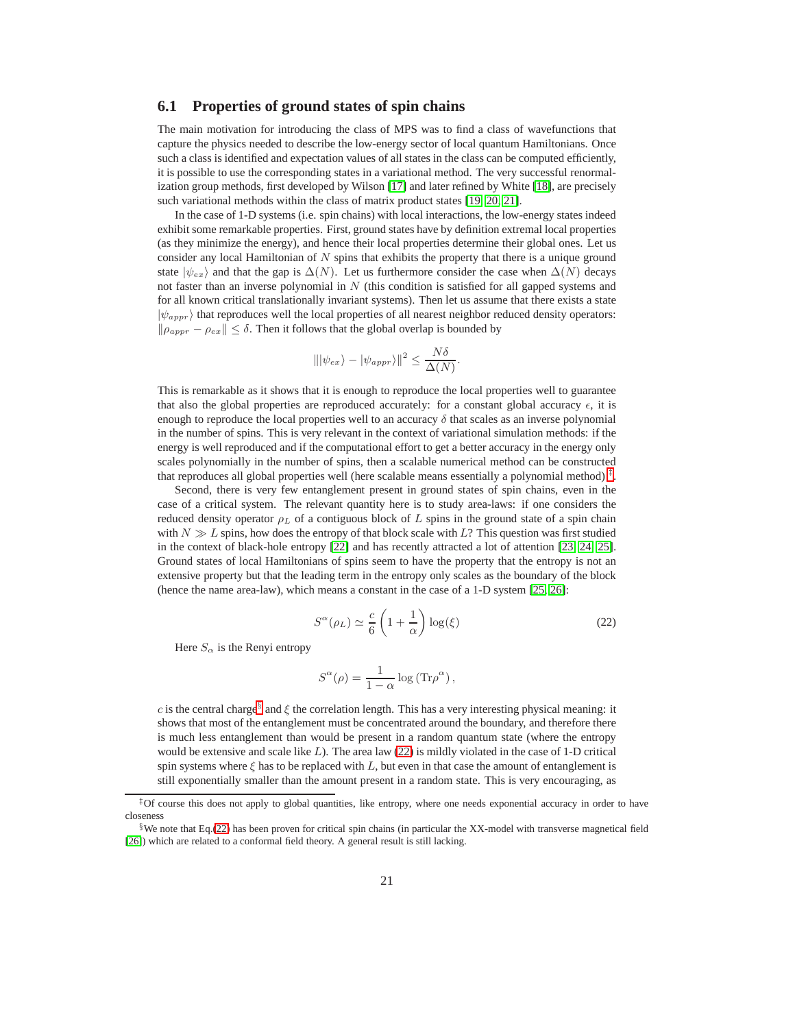### 6.1 Properties of ground states of spin chains

The main motivation for introducing the class of MPS was to find a class of wavefunctions that capture the physics needed to describe the low-energy sector of local quantum Hamiltonians. Once such a class is identified and expectation values of all states in the class can be computed efficiently, it is possible to use the corresponding states in a variational method. The very successful renormalization group methods, first developed by Wilson [17] and later refined by White [18], are precisely such variational methods within the class of matrix product states [19, 20, 21].

In the case of 1-D systems (i.e. spin chains) with local interactions, the low-energy states indeed exhibit some remarkable properties. First, ground states have by definition extremal local properties (as they minimize the energy), and hence their local properties determine their global ones. Let us consider any local Hamiltonian of $N$ spins that exhibits the property that there is a unique ground state $|\psi_{ex}\rangle$ and that the gap is $\Delta(N)$. Let us furthermore consider the case when $\Delta(N)$ decays not faster than an inverse polynomial in $N$ (this condition is satisfied for all gapped systems and for all known critical translationally invariant systems). Then let us assume that there exists a state $|\psi_{appr}\rangle$ that reproduces well the local properties of all nearest neighbor reduced density operators: $\|\rho_{appr} - \rho_{ex}\| \leq \delta$. Then it follows that the global overlap is bounded by

$$\| |\psi_{ex}\rangle - |\psi_{appr}\rangle \|^2 \leq \frac{N\delta}{\Delta(N)}.$$

This is remarkable as it shows that it is enough to reproduce the local properties well to guarantee that also the global properties are reproduced accurately: for a constant global accuracy $\epsilon$, it is enough to reproduce the local properties well to an accuracy $\delta$ that scales as an inverse polynomial in the number of spins. This is very relevant in the context of variational simulation methods: if the energy is well reproduced and if the computational effort to get a better accuracy in the energy only scales polynomially in the number of spins, then a scalable numerical method can be constructed that reproduces all global properties well (here scalable means essentially a polynomial method) [‡].

Second, there is very few entanglement present in ground states of spin chains, even in the case of a critical system. The relevant quantity here is to study area-laws: if one considers the reduced density operator $\rho_L$ of a contiguous block of $L$ spins in the ground state of a spin chain with $N \gg L$ spins, how does the entropy of that block scale with $L$? This question was first studied in the context of black-hole entropy [22] and has recently attracted a lot of attention [23, 24, 25]. Ground states of local Hamiltonians of spins seem to have the property that the entropy is not an extensive property but that the leading term in the entropy only scales as the boundary of the block (hence the name area-law), which means a constant in the case of a 1-D system [25, 26]:

$$S^{\alpha}(\rho_L) \simeq \frac{c}{6}\left(1 + \frac{1}{\alpha}\right)\log(\xi) \tag{22}$$

Here $S_{\alpha}$ is the Renyi entropy

$$S^{\alpha}(\rho) = \frac{1}{1-\alpha}\log\left(\mathrm{Tr}\rho^{\alpha}\right),$$

$c$ is the central charge[§] and $\xi$ the correlation length. This has a very interesting physical meaning: it shows that most of the entanglement must be concentrated around the boundary, and therefore there is much less entanglement than would be present in a random quantum state (where the entropy would be extensive and scale like $L$). The area law (22) is mildly violated in the case of 1-D critical spin systems where $\xi$ has to be replaced with $L$, but even in that case the amount of entanglement is still exponentially smaller than the amount present in a random state. This is very encouraging, as

[‡] Of course this does not apply to global quantities, like entropy, where one needs exponential accuracy in order to have closeness

[§] We note that Eq.(22) has been proven for critical spin chains (in particular the XX-model with transverse magnetical field [26]) which are related to a conformal field theory. A general result is still lacking.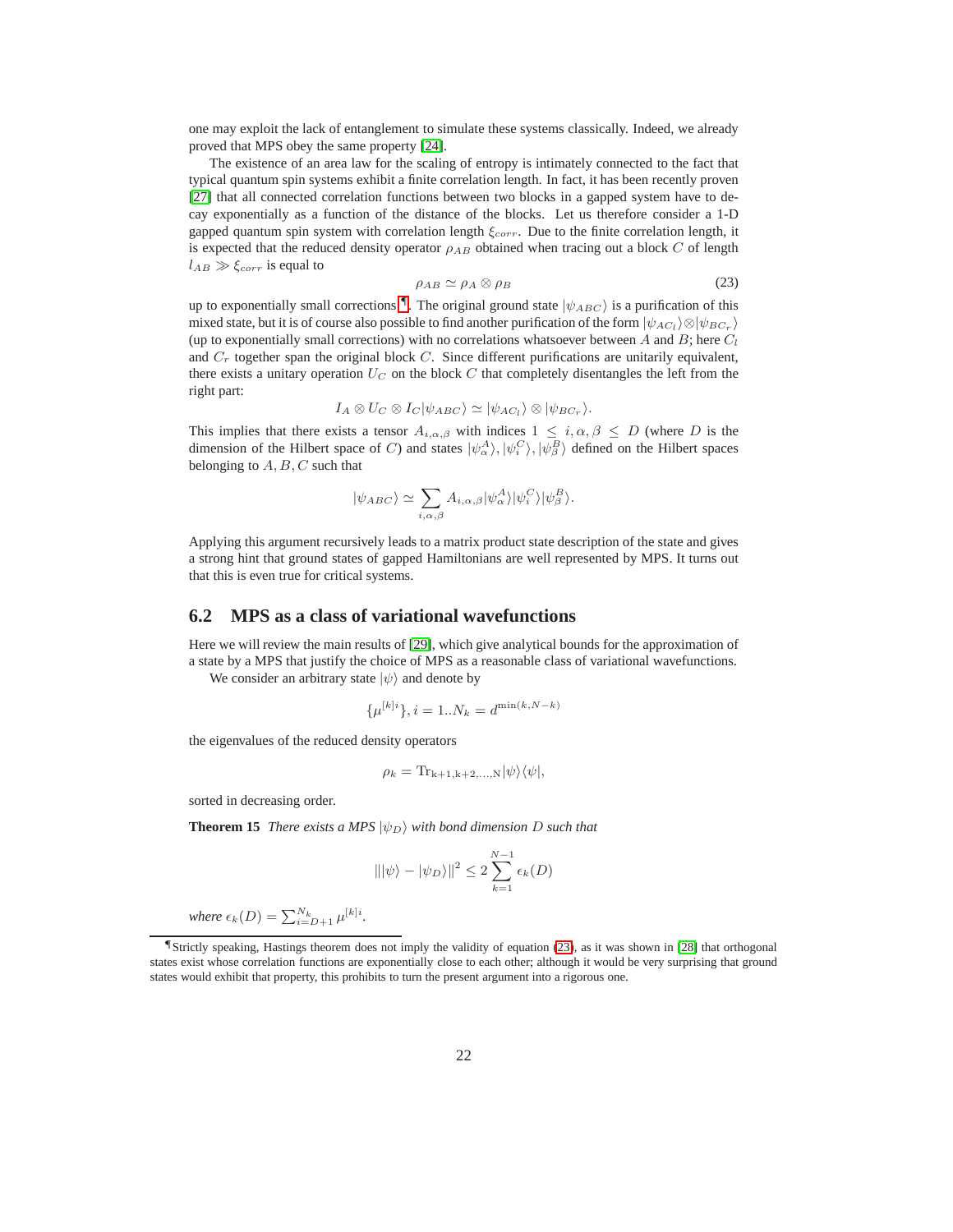one may exploit the lack of entanglement to simulate these systems classically. Indeed, we already proved that MPS obey the same property [24].

The existence of an area law for the scaling of entropy is intimately connected to the fact that typical quantum spin systems exhibit a finite correlation length. In fact, it has been recently proven [27] that all connected correlation functions between two blocks in a gapped system have to decay exponentially as a function of the distance of the blocks. Let us therefore consider a 1-D gapped quantum spin system with correlation length $\xi_{corr}$. Due to the finite correlation length, it is expected that the reduced density operator $\rho_{AB}$ obtained when tracing out a block $C$ of length $l_{AB} \gg \xi_{corr}$ is equal to

$$\rho_{AB} \simeq \rho_A \otimes \rho_B \tag{23}$$

up to exponentially small corrections [¶]. The original ground state $|\psi_{ABC}\rangle$ is a purification of this mixed state, but it is of course also possible to find another purification of the form $|\psi_{AC_l}\rangle \otimes |\psi_{BC_r}\rangle$ (up to exponentially small corrections) with no correlations whatsoever between $A$ and $B$; here $C_l$ and $C_r$ together span the original block $C$. Since different purifications are unitarily equivalent, there exists a unitary operation $U_C$ on the block $C$ that completely disentangles the left from the right part:

$$I_A \otimes U_C \otimes I_C |\psi_{ABC}\rangle \simeq |\psi_{AC_l}\rangle \otimes |\psi_{BC_r}\rangle.$$

This implies that there exists a tensor $A_{i,\alpha,\beta}$ with indices $1 \leq i, \alpha, \beta \leq D$ (where $D$ is the dimension of the Hilbert space of $C$) and states $|\psi_\alpha^A\rangle, |\psi_i^C\rangle, |\psi_\beta^B\rangle$ defined on the Hilbert spaces belonging to $A, B, C$ such that

$$|\psi_{ABC}\rangle \simeq \sum_{i,\alpha,\beta} A_{i,\alpha,\beta} |\psi_\alpha^A\rangle |\psi_i^C\rangle |\psi_\beta^B\rangle.$$

Applying this argument recursively leads to a matrix product state description of the state and gives a strong hint that ground states of gapped Hamiltonians are well represented by MPS. It turns out that this is even true for critical systems.

## 6.2 MPS as a class of variational wavefunctions

Here we will review the main results of [29], which give analytical bounds for the approximation of a state by a MPS that justify the choice of MPS as a reasonable class of variational wavefunctions.

We consider an arbitrary state $|\psi\rangle$ and denote by

$$\{\mu^{[k]i}\}, i = 1..N_k = d^{\min(k,N-k)}$$

the eigenvalues of the reduced density operators

$$\rho_k = \mathrm{Tr}_{k+1,k+2,\ldots,N} |\psi\rangle\langle\psi|,$$

sorted in decreasing order.

**Theorem 15** *There exists a MPS $|\psi_D\rangle$ with bond dimension $D$ such that*

$$\||\psi\rangle - |\psi_D\rangle\|^2 \leq 2 \sum_{k=1}^{N-1} \epsilon_k(D)$$

*where $\epsilon_k(D) = \sum_{i=D+1}^{N_k} \mu^{[k]i}$.*

---

[¶] Strictly speaking, Hastings theorem does not imply the validity of equation (23), as it was shown in [28] that orthogonal states exist whose correlation functions are exponentially close to each other; although it would be very surprising that ground states would exhibit that property, this prohibits to turn the present argument into a rigorous one.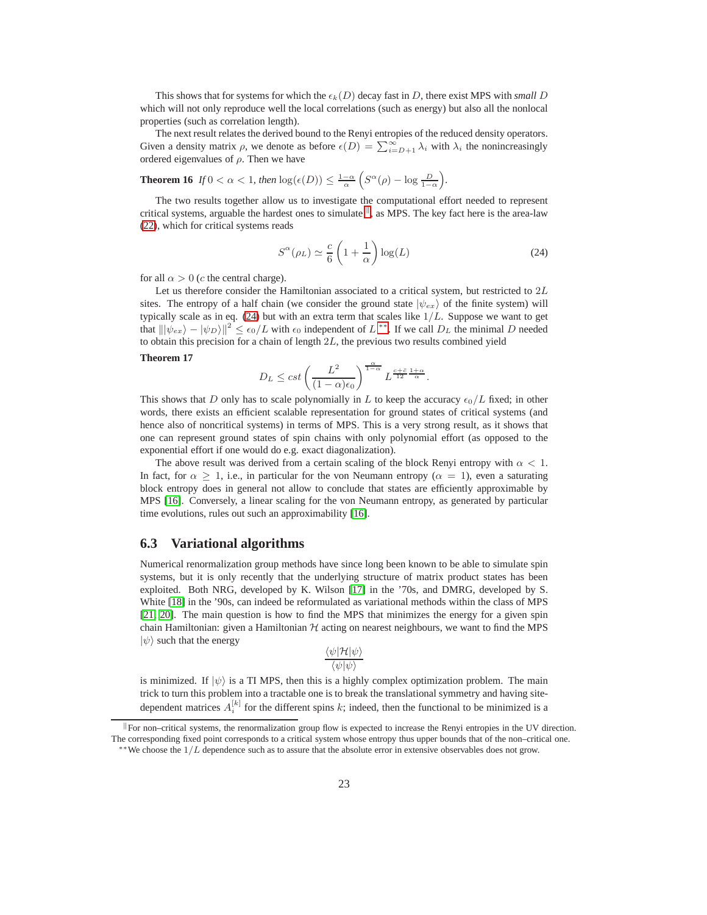This shows that for systems for which the $\epsilon_k(D)$ decay fast in $D$, there exist MPS with *small* $D$ which will not only reproduce well the local correlations (such as energy) but also all the nonlocal properties (such as correlation length).

The next result relates the derived bound to the Renyi entropies of the reduced density operators. Given a density matrix $\rho$, we denote as before $\epsilon(D) = \sum_{i=D+1}^{\infty} \lambda_i$ with $\lambda_i$ the nonincreasingly ordered eigenvalues of $\rho$. Then we have

**Theorem 16** *If* $0 < \alpha < 1$, *then* $\log(\epsilon(D)) \leq \frac{1-\alpha}{\alpha}\left(S^\alpha(\rho) - \log\frac{D}{1-\alpha}\right)$.

The two results together allow us to investigate the computational effort needed to represent critical systems, arguable the hardest ones to simulate[‖], as MPS. The key fact here is the area-law (22), which for critical systems reads

$$S^\alpha(\rho_L) \simeq \frac{c}{6}\left(1+\frac{1}{\alpha}\right)\log(L) \tag{24}$$

for all $\alpha > 0$ ($c$ the central charge).

Let us therefore consider the Hamiltonian associated to a critical system, but restricted to $2L$ sites. The entropy of a half chain (we consider the ground state $|\psi_{ex}\rangle$ of the finite system) will typically scale as in eq. (24) but with an extra term that scales like $1/L$. Suppose we want to get that $\||\psi_{ex}\rangle - |\psi_D\rangle\|^2 \leq \epsilon_0/L$ with $\epsilon_0$ independent of $L$[**]. If we call $D_L$ the minimal $D$ needed to obtain this precision for a chain of length $2L$, the previous two results combined yield

**Theorem 17**

$$D_L \leq cst\left(\frac{L^2}{(1-\alpha)\epsilon_0}\right)^{\frac{\alpha}{1-\alpha}} L^{\frac{c+\bar{c}}{12}\frac{1+\alpha}{\alpha}}.$$

This shows that $D$ only has to scale polynomially in $L$ to keep the accuracy $\epsilon_0/L$ fixed; in other words, there exists an efficient scalable representation for ground states of critical systems (and hence also of noncritical systems) in terms of MPS. This is a very strong result, as it shows that one can represent ground states of spin chains with only polynomial effort (as opposed to the exponential effort if one would do e.g. exact diagonalization).

The above result was derived from a certain scaling of the block Renyi entropy with $\alpha < 1$. In fact, for $\alpha \geq 1$, i.e., in particular for the von Neumann entropy ($\alpha = 1$), even a saturating block entropy does in general not allow to conclude that states are efficiently approximable by MPS [16]. Conversely, a linear scaling for the von Neumann entropy, as generated by particular time evolutions, rules out such an approximability [16].

## 6.3 Variational algorithms

Numerical renormalization group methods have since long been known to be able to simulate spin systems, but it is only recently that the underlying structure of matrix product states has been exploited. Both NRG, developed by K. Wilson [17] in the '70s, and DMRG, developed by S. White [18] in the '90s, can indeed be reformulated as variational methods within the class of MPS [21, 20]. The main question is how to find the MPS that minimizes the energy for a given spin chain Hamiltonian: given a Hamiltonian $\mathcal{H}$ acting on nearest neighbours, we want to find the MPS $|\psi\rangle$ such that the energy

$$\frac{\langle\psi|\mathcal{H}|\psi\rangle}{\langle\psi|\psi\rangle}$$

is minimized. If $|\psi\rangle$ is a TI MPS, then this is a highly complex optimization problem. The main trick to turn this problem into a tractable one is to break the translational symmetry and having site-dependent matrices $A_i^{[k]}$ for the different spins $k$; indeed, then the functional to be minimized is a

[‖] For non–critical systems, the renormalization group flow is expected to increase the Renyi entropies in the UV direction. The corresponding fixed point corresponds to a critical system whose entropy thus upper bounds that of the non–critical one.

[**] We choose the $1/L$ dependence such as to assure that the absolute error in extensive observables does not grow.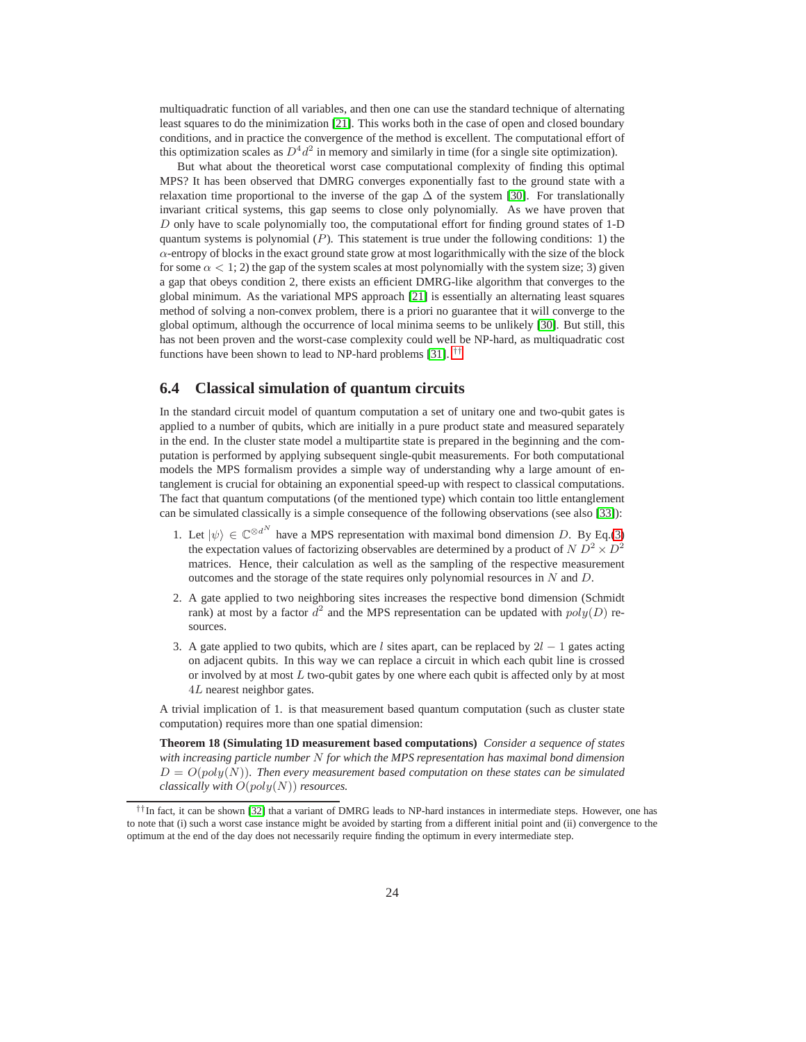multiquadratic function of all variables, and then one can use the standard technique of alternating least squares to do the minimization [21]. This works both in the case of open and closed boundary conditions, and in practice the convergence of the method is excellent. The computational effort of this optimization scales as $D^4 d^2$ in memory and similarly in time (for a single site optimization).

But what about the theoretical worst case computational complexity of finding this optimal MPS? It has been observed that DMRG converges exponentially fast to the ground state with a relaxation time proportional to the inverse of the gap $\Delta$ of the system [30]. For translationally invariant critical systems, this gap seems to close only polynomially. As we have proven that $D$ only have to scale polynomially too, the computational effort for finding ground states of 1-D quantum systems is polynomial ($P$). This statement is true under the following conditions: 1) the $\alpha$-entropy of blocks in the exact ground state grow at most logarithmically with the size of the block for some $\alpha < 1$; 2) the gap of the system scales at most polynomially with the system size; 3) given a gap that obeys condition 2, there exists an efficient DMRG-like algorithm that converges to the global minimum. As the variational MPS approach [21] is essentially an alternating least squares method of solving a non-convex problem, there is a priori no guarantee that it will converge to the global optimum, although the occurrence of local minima seems to be unlikely [30]. But still, this has not been proven and the worst-case complexity could well be NP-hard, as multiquadratic cost functions have been shown to lead to NP-hard problems [31]. [††]

## 6.4 Classical simulation of quantum circuits

In the standard circuit model of quantum computation a set of unitary one and two-qubit gates is applied to a number of qubits, which are initially in a pure product state and measured separately in the end. In the cluster state model a multipartite state is prepared in the beginning and the computation is performed by applying subsequent single-qubit measurements. For both computational models the MPS formalism provides a simple way of understanding why a large amount of entanglement is crucial for obtaining an exponential speed-up with respect to classical computations. The fact that quantum computations (of the mentioned type) which contain too little entanglement can be simulated classically is a simple consequence of the following observations (see also [33]):

1. Let $|\psi\rangle \in \mathbb{C}^{\otimes d^N}$ have a MPS representation with maximal bond dimension $D$. By Eq.(3) the expectation values of factorizing observables are determined by a product of $N$ $D^2 \times D^2$ matrices. Hence, their calculation as well as the sampling of the respective measurement outcomes and the storage of the state requires only polynomial resources in $N$ and $D$.
2. A gate applied to two neighboring sites increases the respective bond dimension (Schmidt rank) at most by a factor $d^2$ and the MPS representation can be updated with $poly(D)$ resources.
3. A gate applied to two qubits, which are $l$ sites apart, can be replaced by $2l - 1$ gates acting on adjacent qubits. In this way we can replace a circuit in which each qubit line is crossed or involved by at most $L$ two-qubit gates by one where each qubit is affected only by at most $4L$ nearest neighbor gates.

A trivial implication of 1. is that measurement based quantum computation (such as cluster state computation) requires more than one spatial dimension:

**Theorem 18 (Simulating 1D measurement based computations)** *Consider a sequence of states with increasing particle number $N$ for which the MPS representation has maximal bond dimension $D = O(poly(N))$. Then every measurement based computation on these states can be simulated classically with $O(poly(N))$ resources.*

[††] In fact, it can be shown [32] that a variant of DMRG leads to NP-hard instances in intermediate steps. However, one has to note that (i) such a worst case instance might be avoided by starting from a different initial point and (ii) convergence to the optimum at the end of the day does not necessarily require finding the optimum in every intermediate step.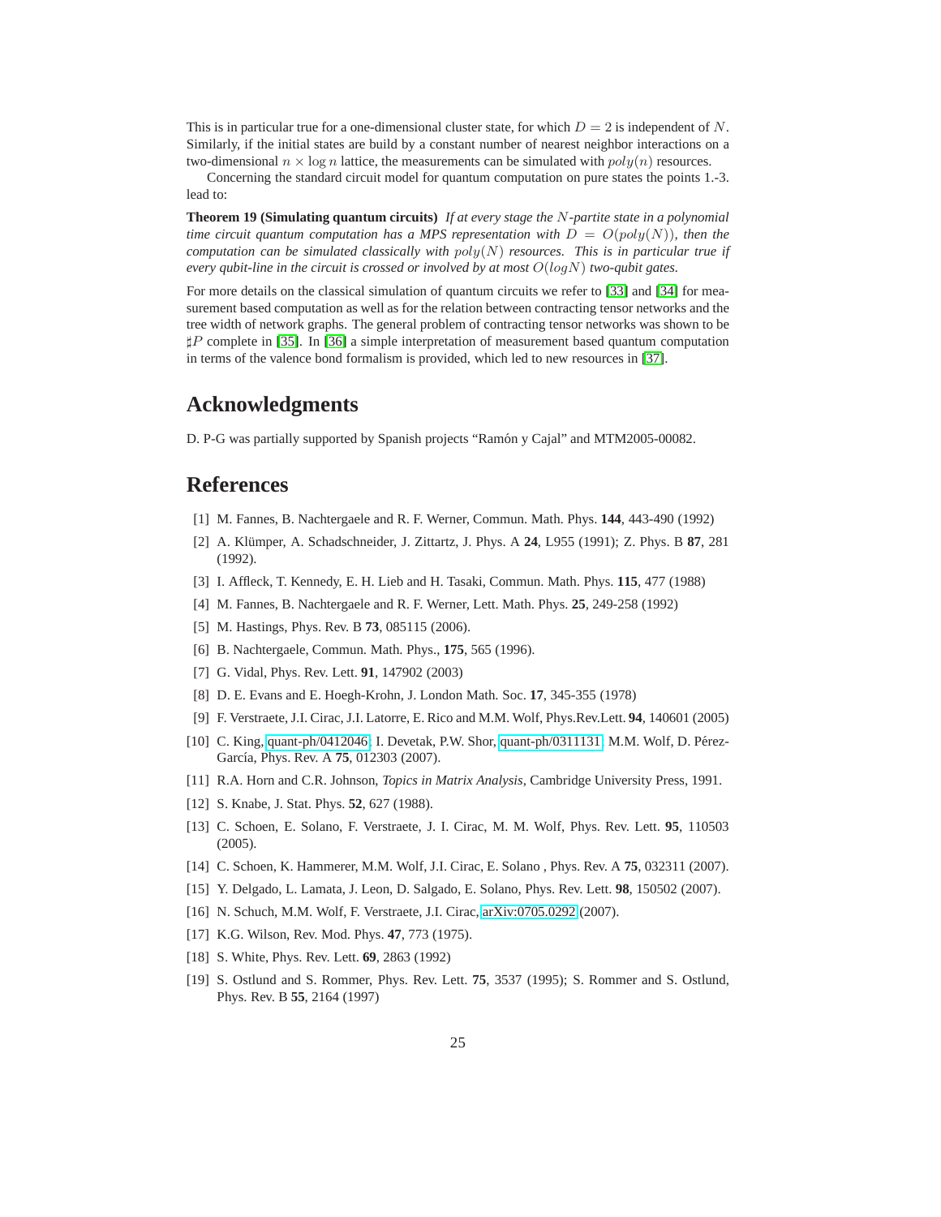This is in particular true for a one-dimensional cluster state, for which $D = 2$ is independent of $N$. Similarly, if the initial states are build by a constant number of nearest neighbor interactions on a two-dimensional $n \times \log n$ lattice, the measurements can be simulated with $poly(n)$ resources.

Concerning the standard circuit model for quantum computation on pure states the points 1.-3. lead to:

**Theorem 19 (Simulating quantum circuits)** *If at every stage the $N$-partite state in a polynomial time circuit quantum computation has a MPS representation with $D = O(poly(N))$, then the computation can be simulated classically with $poly(N)$ resources. This is in particular true if every qubit-line in the circuit is crossed or involved by at most $O(logN)$ two-qubit gates.*

For more details on the classical simulation of quantum circuits we refer to [33] and [34] for measurement based computation as well as for the relation between contracting tensor networks and the tree width of network graphs. The general problem of contracting tensor networks was shown to be $\sharp P$ complete in [35]. In [36] a simple interpretation of measurement based quantum computation in terms of the valence bond formalism is provided, which led to new resources in [37].

# Acknowledgments

D. P-G was partially supported by Spanish projects "Ramón y Cajal" and MTM2005-00082.

# References

[1] M. Fannes, B. Nachtergaele and R. F. Werner, Commun. Math. Phys. **144**, 443-490 (1992)

[2] A. Klümper, A. Schadschneider, J. Zittartz, J. Phys. A **24**, L955 (1991); Z. Phys. B **87**, 281 (1992).

[3] I. Affleck, T. Kennedy, E. H. Lieb and H. Tasaki, Commun. Math. Phys. **115**, 477 (1988)

[4] M. Fannes, B. Nachtergaele and R. F. Werner, Lett. Math. Phys. **25**, 249-258 (1992)

[5] M. Hastings, Phys. Rev. B **73**, 085115 (2006).

[6] B. Nachtergaele, Commun. Math. Phys., **175**, 565 (1996).

[7] G. Vidal, Phys. Rev. Lett. **91**, 147902 (2003)

[8] D. E. Evans and E. Hoegh-Krohn, J. London Math. Soc. **17**, 345-355 (1978)

[9] F. Verstraete, J.I. Cirac, J.I. Latorre, E. Rico and M.M. Wolf, Phys.Rev.Lett. **94**, 140601 (2005)

[10] C. King, quant-ph/0412046; I. Devetak, P.W. Shor, quant-ph/0311131; M.M. Wolf, D. Pérez-García, Phys. Rev. A **75**, 012303 (2007).

[11] R.A. Horn and C.R. Johnson, *Topics in Matrix Analysis*, Cambridge University Press, 1991.

[12] S. Knabe, J. Stat. Phys. **52**, 627 (1988).

[13] C. Schoen, E. Solano, F. Verstraete, J. I. Cirac, M. M. Wolf, Phys. Rev. Lett. **95**, 110503 (2005).

[14] C. Schoen, K. Hammerer, M.M. Wolf, J.I. Cirac, E. Solano , Phys. Rev. A **75**, 032311 (2007).

[15] Y. Delgado, L. Lamata, J. Leon, D. Salgado, E. Solano, Phys. Rev. Lett. **98**, 150502 (2007).

[16] N. Schuch, M.M. Wolf, F. Verstraete, J.I. Cirac, arXiv:0705.0292 (2007).

[17] K.G. Wilson, Rev. Mod. Phys. **47**, 773 (1975).

[18] S. White, Phys. Rev. Lett. **69**, 2863 (1992)

[19] S. Ostlund and S. Rommer, Phys. Rev. Lett. **75**, 3537 (1995); S. Rommer and S. Ostlund, Phys. Rev. B **55**, 2164 (1997)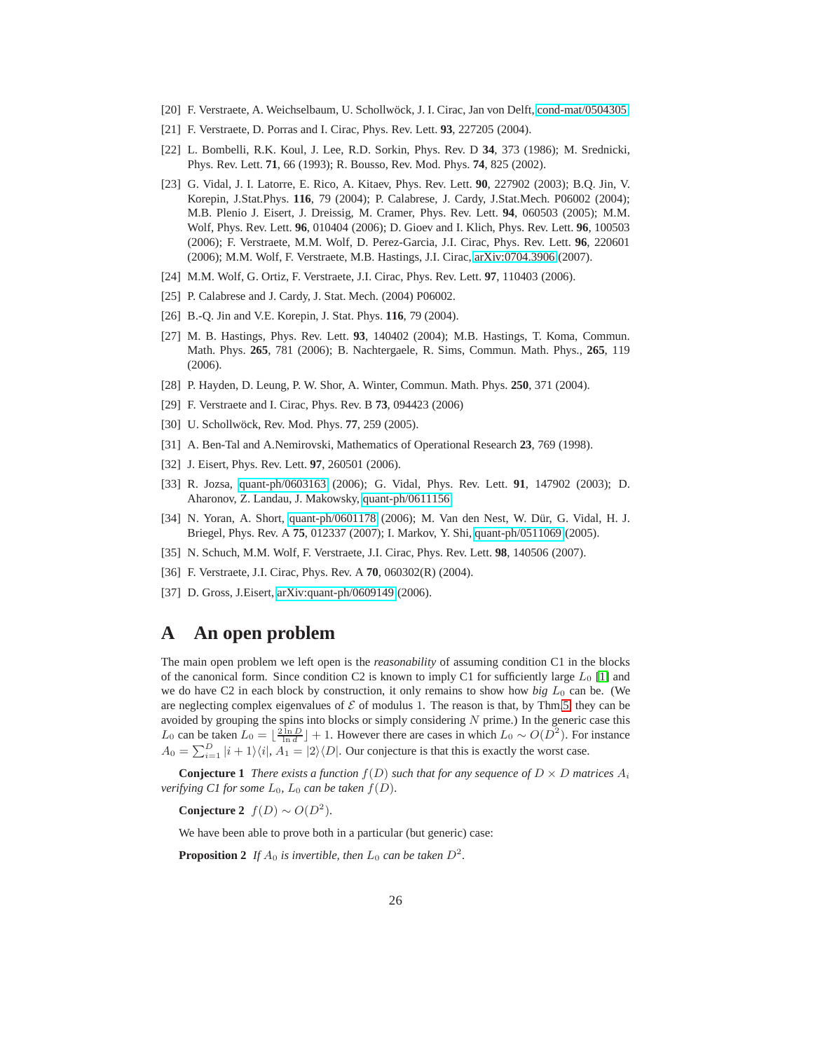[20] F. Verstraete, A. Weichselbaum, U. Schollwöck, J. I. Cirac, Jan von Delft, cond-mat/0504305.

[21] F. Verstraete, D. Porras and I. Cirac, Phys. Rev. Lett. **93**, 227205 (2004).

[22] L. Bombelli, R.K. Koul, J. Lee, R.D. Sorkin, Phys. Rev. D **34**, 373 (1986); M. Srednicki, Phys. Rev. Lett. **71**, 66 (1993); R. Bousso, Rev. Mod. Phys. **74**, 825 (2002).

[23] G. Vidal, J. I. Latorre, E. Rico, A. Kitaev, Phys. Rev. Lett. **90**, 227902 (2003); B.Q. Jin, V. Korepin, J.Stat.Phys. **116**, 79 (2004); P. Calabrese, J. Cardy, J.Stat.Mech. P06002 (2004); M.B. Plenio J. Eisert, J. Dreissig, M. Cramer, Phys. Rev. Lett. **94**, 060503 (2005); M.M. Wolf, Phys. Rev. Lett. **96**, 010404 (2006); D. Gioev and I. Klich, Phys. Rev. Lett. **96**, 100503 (2006); F. Verstraete, M.M. Wolf, D. Perez-Garcia, J.I. Cirac, Phys. Rev. Lett. **96**, 220601 (2006); M.M. Wolf, F. Verstraete, M.B. Hastings, J.I. Cirac, arXiv:0704.3906 (2007).

[24] M.M. Wolf, G. Ortiz, F. Verstraete, J.I. Cirac, Phys. Rev. Lett. **97**, 110403 (2006).

[25] P. Calabrese and J. Cardy, J. Stat. Mech. (2004) P06002.

[26] B.-Q. Jin and V.E. Korepin, J. Stat. Phys. **116**, 79 (2004).

[27] M. B. Hastings, Phys. Rev. Lett. **93**, 140402 (2004); M.B. Hastings, T. Koma, Commun. Math. Phys. **265**, 781 (2006); B. Nachtergaele, R. Sims, Commun. Math. Phys., **265**, 119 (2006).

[28] P. Hayden, D. Leung, P. W. Shor, A. Winter, Commun. Math. Phys. **250**, 371 (2004).

[29] F. Verstraete and I. Cirac, Phys. Rev. B **73**, 094423 (2006)

[30] U. Schollwöck, Rev. Mod. Phys. **77**, 259 (2005).

[31] A. Ben-Tal and A.Nemirovski, Mathematics of Operational Research **23**, 769 (1998).

[32] J. Eisert, Phys. Rev. Lett. **97**, 260501 (2006).

[33] R. Jozsa, quant-ph/0603163 (2006); G. Vidal, Phys. Rev. Lett. **91**, 147902 (2003); D. Aharonov, Z. Landau, J. Makowsky, quant-ph/0611156.

[34] N. Yoran, A. Short, quant-ph/0601178 (2006); M. Van den Nest, W. Dür, G. Vidal, H. J. Briegel, Phys. Rev. A **75**, 012337 (2007); I. Markov, Y. Shi, quant-ph/0511069 (2005).

[35] N. Schuch, M.M. Wolf, F. Verstraete, J.I. Cirac, Phys. Rev. Lett. **98**, 140506 (2007).

[36] F. Verstraete, J.I. Cirac, Phys. Rev. A **70**, 060302(R) (2004).

[37] D. Gross, J.Eisert, arXiv:quant-ph/0609149 (2006).

# A An open problem

The main open problem we left open is the *reasonability* of assuming condition C1 in the blocks of the canonical form. Since condition C2 is known to imply C1 for sufficiently large $L_0$ [1] and we do have C2 in each block by construction, it only remains to show how *big* $L_0$ can be. (We are neglecting complex eigenvalues of $\mathcal{E}$ of modulus 1. The reason is that, by Thm.5 they can be avoided by grouping the spins into blocks or simply considering $N$ prime.) In the generic case this $L_0$ can be taken $L_0 = \lfloor \frac{2\ln D}{\ln d} \rfloor + 1$. However there are cases in which $L_0 \sim O(D^2)$. For instance $A_0 = \sum_{i=1}^{D} |i+1\rangle\langle i|$, $A_1 = |2\rangle\langle D|$. Our conjecture is that this is exactly the worst case.

**Conjecture 1** *There exists a function $f(D)$ such that for any sequence of $D \times D$ matrices $A_i$ verifying C1 for some $L_0$, $L_0$ can be taken $f(D)$.*

**Conjecture 2** $f(D) \sim O(D^2)$.

We have been able to prove both in a particular (but generic) case:

**Proposition 2** *If $A_0$ is invertible, then $L_0$ can be taken $D^2$.*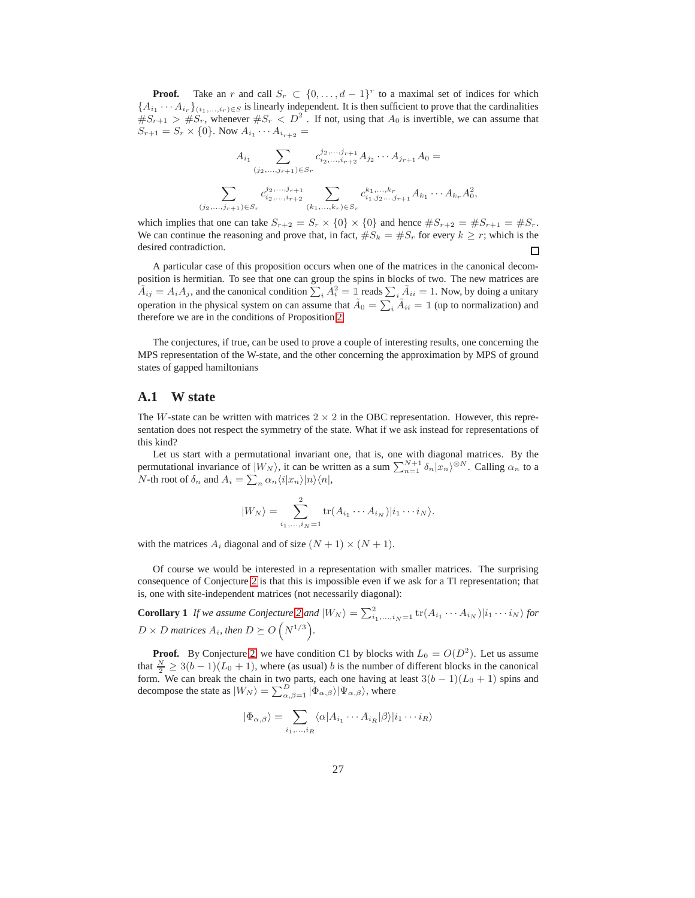**Proof.** Take an $r$ and call $S_r \subset \{0,\dots,d-1\}^r$ to a maximal set of indices for which $\{A_{i_1}\cdots A_{i_r}\}_{(i_1,\dots,i_r)\in S}$ is linearly independent. It is then sufficient to prove that the cardinalities $\#S_{r+1} > \#S_r$, whenever $\#S_r < D^2$ . If not, using that $A_0$ is invertible, we can assume that $S_{r+1} = S_r \times \{0\}$. Now $A_{i_1}\cdots A_{i_{r+2}} =$

$$
A_{i_1} \sum_{(j_2,\dots,j_{r+1})\in S_r} c^{j_2,\dots,j_{r+1}}_{i_2,\dots,i_{r+2}} A_{j_2}\cdots A_{j_{r+1}} A_0 =
$$

$$
\sum_{(j_2,\dots,j_{r+1})\in S_r} c^{j_2,\dots,j_{r+1}}_{i_2,\dots,i_{r+2}} \sum_{(k_1,\dots,k_r)\in S_r} c^{k_1,\dots,k_r}_{i_1,j_2\dots,j_{r+1}} A_{k_1}\cdots A_{k_r} A_0^2,
$$

which implies that one can take $S_{r+2} = S_r \times \{0\} \times \{0\}$ and hence $\#S_{r+2} = \#S_{r+1} = \#S_r$. We can continue the reasoning and prove that, in fact, $\#S_k = \#S_r$ for every $k \geq r$; which is the desired contradiction. □

A particular case of this proposition occurs when one of the matrices in the canonical decomposition is hermitian. To see that one can group the spins in blocks of two. The new matrices are $\tilde{A}_{ij} = A_i A_j$, and the canonical condition $\sum_i A_i^2 = \mathbb{1}$ reads $\sum_i \tilde{A}_{ii} = 1$. Now, by doing a unitary operation in the physical system on can assume that $\tilde{A}_0 = \sum_i \tilde{A}_{ii} = \mathbb{1}$ (up to normalization) and therefore we are in the conditions of Proposition 2.

The conjectures, if true, can be used to prove a couple of interesting results, one concerning the MPS representation of the W-state, and the other concerning the approximation by MPS of ground states of gapped hamiltonians

## A.1 W state

The $W$-state can be written with matrices $2\times 2$ in the OBC representation. However, this representation does not respect the symmetry of the state. What if we ask instead for representations of this kind?

Let us start with a permutational invariant one, that is, one with diagonal matrices. By the permutational invariance of $|W_N\rangle$, it can be written as a sum $\sum_{n=1}^{N+1} \delta_n |x_n\rangle^{\otimes N}$. Calling $\alpha_n$ to a $N$-th root of $\delta_n$ and $A_i = \sum_n \alpha_n \langle i|x_n\rangle |n\rangle\langle n|$,

$$
|W_N\rangle = \sum_{i_1,\dots,i_N=1}^{2} \mathrm{tr}(A_{i_1}\cdots A_{i_N}) |i_1\cdots i_N\rangle.
$$

with the matrices $A_i$ diagonal and of size $(N+1)\times(N+1)$.

Of course we would be interested in a representation with smaller matrices. The surprising consequence of Conjecture 2 is that this is impossible even if we ask for a TI representation; that is, one with site-independent matrices (not necessarily diagonal):

**Corollary 1** *If we assume Conjecture 2 and* $|W_N\rangle = \sum_{i_1,\dots,i_N=1}^{2} \mathrm{tr}(A_{i_1}\cdots A_{i_N})|i_1\cdots i_N\rangle$ *for* $D\times D$ *matrices* $A_i$*, then* $D \succeq O\left(N^{1/3}\right)$.

**Proof.** By Conjecture 2, we have condition C1 by blocks with $L_0 = O(D^2)$. Let us assume that $\frac{N}{2} \geq 3(b-1)(L_0+1)$, where (as usual) $b$ is the number of different blocks in the canonical form. We can break the chain in two parts, each one having at least $3(b-1)(L_0+1)$ spins and decompose the state as $|W_N\rangle = \sum_{\alpha,\beta=1}^{D} |\Phi_{\alpha,\beta}\rangle|\Psi_{\alpha,\beta}\rangle$, where

$$
|\Phi_{\alpha,\beta}\rangle = \sum_{i_1,\dots,i_R} \langle\alpha|A_{i_1}\cdots A_{i_R}|\beta\rangle |i_1\cdots i_R\rangle
$$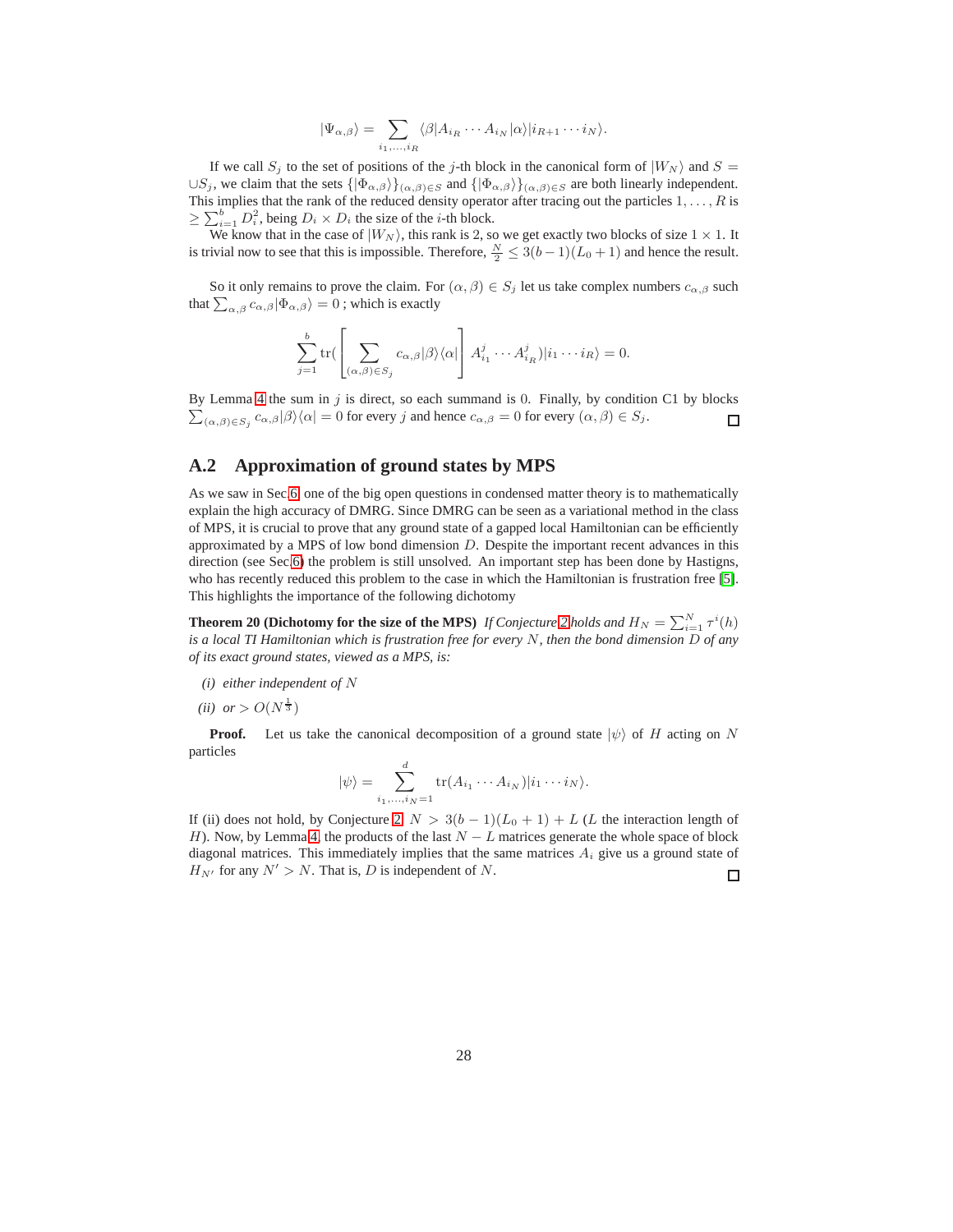$$|\Psi_{\alpha,\beta}\rangle = \sum_{i_1,\ldots,i_R} \langle\beta|A_{i_R}\cdots A_{i_N}|\alpha\rangle|i_{R+1}\cdots i_N\rangle.$$

If we call $S_j$ to the set of positions of the $j$-th block in the canonical form of $|W_N\rangle$ and $S = \cup S_j$, we claim that the sets $\{|\Phi_{\alpha,\beta}\rangle\}_{(\alpha,\beta)\in S}$ and $\{|\Phi_{\alpha,\beta}\rangle\}_{(\alpha,\beta)\in S}$ are both linearly independent. This implies that the rank of the reduced density operator after tracing out the particles $1,\ldots,R$ is $\geq \sum_{i=1}^{b} D_i^2$, being $D_i \times D_i$ the size of the $i$-th block.

We know that in the case of $|W_N\rangle$, this rank is 2, so we get exactly two blocks of size $1\times 1$. It is trivial now to see that this is impossible. Therefore, $\frac{N}{2} \leq 3(b-1)(L_0+1)$ and hence the result.

So it only remains to prove the claim. For $(\alpha,\beta)\in S_j$ let us take complex numbers $c_{\alpha,\beta}$ such that $\sum_{\alpha,\beta} c_{\alpha,\beta}|\Phi_{\alpha,\beta}\rangle = 0$ ; which is exactly

$$\sum_{j=1}^{b} \mathrm{tr}(\left[\sum_{(\alpha,\beta)\in S_j} c_{\alpha,\beta}|\beta\rangle\langle\alpha|\right] A^j_{i_1}\cdots A^j_{i_R})|i_1\cdots i_R\rangle = 0.$$

By Lemma 4 the sum in $j$ is direct, so each summand is 0. Finally, by condition C1 by blocks $\sum_{(\alpha,\beta)\in S_j} c_{\alpha,\beta}|\beta\rangle\langle\alpha| = 0$ for every $j$ and hence $c_{\alpha,\beta} = 0$ for every $(\alpha,\beta)\in S_j$. □

## A.2 Approximation of ground states by MPS

As we saw in Sec 6, one of the big open questions in condensed matter theory is to mathematically explain the high accuracy of DMRG. Since DMRG can be seen as a variational method in the class of MPS, it is crucial to prove that any ground state of a gapped local Hamiltonian can be efficiently approximated by a MPS of low bond dimension $D$. Despite the important recent advances in this direction (see Sec 6) the problem is still unsolved. An important step has been done by Hastigns, who has recently reduced this problem to the case in which the Hamiltonian is frustration free [5]. This highlights the importance of the following dichotomy

**Theorem 20 (Dichotomy for the size of the MPS)** *If Conjecture 2 holds and $H_N = \sum_{i=1}^{N} \tau^i(h)$ is a local TI Hamiltonian which is frustration free for every $N$, then the bond dimension $D$ of any of its exact ground states, viewed as a MPS, is:*

*(i) either independent of $N$*

*(ii) or $> O(N^{\frac{1}{5}})$*

**Proof.** Let us take the canonical decomposition of a ground state $|\psi\rangle$ of $H$ acting on $N$ particles

$$|\psi\rangle = \sum_{i_1,\ldots,i_N=1}^{d} \mathrm{tr}(A_{i_1}\cdots A_{i_N})|i_1\cdots i_N\rangle.$$

If (ii) does not hold, by Conjecture 2, $N > 3(b-1)(L_0+1)+L$ ($L$ the interaction length of $H$). Now, by Lemma 4, the products of the last $N-L$ matrices generate the whole space of block diagonal matrices. This immediately implies that the same matrices $A_i$ give us a ground state of $H_{N'}$ for any $N' > N$. That is, $D$ is independent of $N$. □